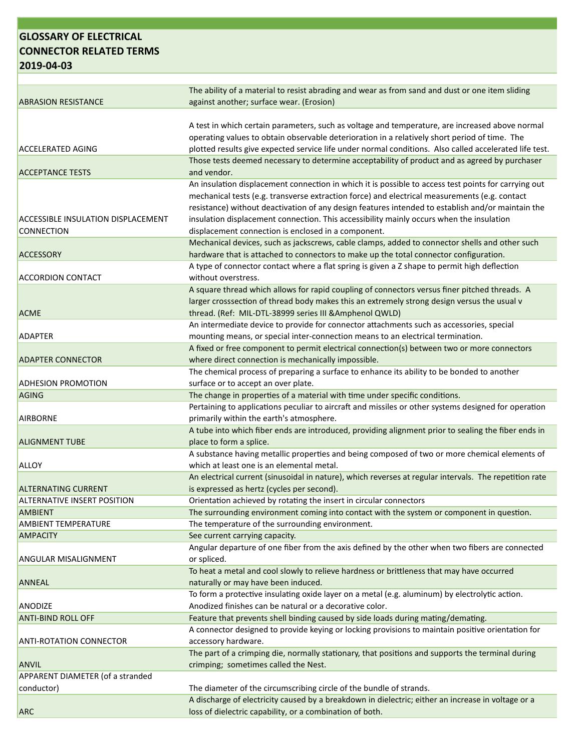# GLOSSARY OF ELECTRICAL CONNECTOR RELATED TERMS
## 2019-04-03

| Term | Definition |
|---|---|
| ABRASION RESISTANCE | The ability of a material to resist abrading and wear as from sand and dust or one item sliding against another; surface wear. (Erosion) |
| ACCELERATED AGING | A test in which certain parameters, such as voltage and temperature, are increased above normal operating values to obtain observable deterioration in a relatively short period of time. The plotted results give expected service life under normal conditions. Also called accelerated life test. |
| ACCEPTANCE TESTS | Those tests deemed necessary to determine acceptability of product and as agreed by purchaser and vendor. |
| ACCESSIBLE INSULATION DISPLACEMENT CONNECTION | An insulation displacement connection in which it is possible to access test points for carrying out mechanical tests (e.g. transverse extraction force) and electrical measurements (e.g. contact resistance) without deactivation of any design features intended to establish and/or maintain the insulation displacement connection. This accessibility mainly occurs when the insulation displacement connection is enclosed in a component. |
| ACCESSORY | Mechanical devices, such as jackscrews, cable clamps, added to connector shells and other such hardware that is attached to connectors to make up the total connector configuration. |
| ACCORDION CONTACT | A type of connector contact where a flat spring is given a Z shape to permit high deflection without overstress. |
| ACME | A square thread which allows for rapid coupling of connectors versus finer pitched threads. A larger crosssection of thread body makes this an extremely strong design versus the usual v thread. (Ref: MIL-DTL-38999 series III &Amphenol QWLD) |
| ADAPTER | An intermediate device to provide for connector attachments such as accessories, special mounting means, or special inter-connection means to an electrical termination. |
| ADAPTER CONNECTOR | A fixed or free component to permit electrical connection(s) between two or more connectors where direct connection is mechanically impossible. |
| ADHESION PROMOTION | The chemical process of preparing a surface to enhance its ability to be bonded to another surface or to accept an over plate. |
| AGING | The change in properties of a material with time under specific conditions. |
| AIRBORNE | Pertaining to applications peculiar to aircraft and missiles or other systems designed for operation primarily within the earth's atmosphere. |
| ALIGNMENT TUBE | A tube into which fiber ends are introduced, providing alignment prior to sealing the fiber ends in place to form a splice. |
| ALLOY | A substance having metallic properties and being composed of two or more chemical elements of which at least one is an elemental metal. |
| ALTERNATING CURRENT | An electrical current (sinusoidal in nature), which reverses at regular intervals. The repetition rate is expressed as hertz (cycles per second). |
| ALTERNATIVE INSERT POSITION | Orientation achieved by rotating the insert in circular connectors |
| AMBIENT | The surrounding environment coming into contact with the system or component in question. |
| AMBIENT TEMPERATURE | The temperature of the surrounding environment. |
| AMPACITY | See current carrying capacity. |
| ANGULAR MISALIGNMENT | Angular departure of one fiber from the axis defined by the other when two fibers are connected or spliced. |
| ANNEAL | To heat a metal and cool slowly to relieve hardness or brittleness that may have occurred naturally or may have been induced. |
| ANODIZE | To form a protective insulating oxide layer on a metal (e.g. aluminum) by electrolytic action. Anodized finishes can be natural or a decorative color. |
| ANTI-BIND ROLL OFF | Feature that prevents shell binding caused by side loads during mating/demating. |
| ANTI-ROTATION CONNECTOR | A connector designed to provide keying or locking provisions to maintain positive orientation for accessory hardware. |
| ANVIL | The part of a crimping die, normally stationary, that positions and supports the terminal during crimping; sometimes called the Nest. |
| APPARENT DIAMETER (of a stranded conductor) | The diameter of the circumscribing circle of the bundle of strands. |
| ARC | A discharge of electricity caused by a breakdown in dielectric; either an increase in voltage or a loss of dielectric capability, or a combination of both. |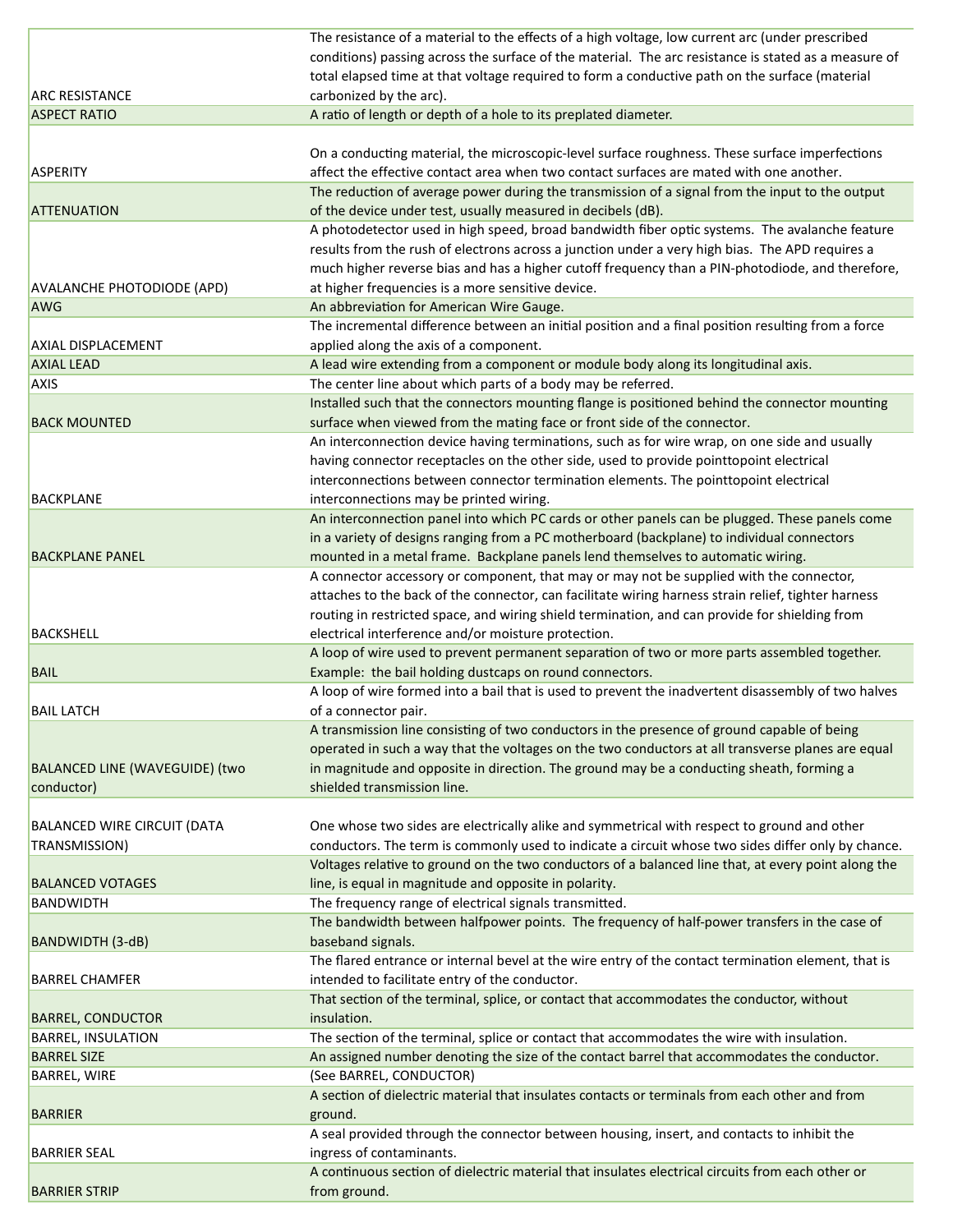| | |
|---|---|
| ARC RESISTANCE | The resistance of a material to the effects of a high voltage, low current arc (under prescribed conditions) passing across the surface of the material. The arc resistance is stated as a measure of total elapsed time at that voltage required to form a conductive path on the surface (material carbonized by the arc). |
| ASPECT RATIO | A ratio of length or depth of a hole to its preplated diameter. |
| ASPERITY | On a conducting material, the microscopic-level surface roughness. These surface imperfections affect the effective contact area when two contact surfaces are mated with one another. |
| ATTENUATION | The reduction of average power during the transmission of a signal from the input to the output of the device under test, usually measured in decibels (dB). |
| AVALANCHE PHOTODIODE (APD) | A photodetector used in high speed, broad bandwidth fiber optic systems. The avalanche feature results from the rush of electrons across a junction under a very high bias. The APD requires a much higher reverse bias and has a higher cutoff frequency than a PIN-photodiode, and therefore, at higher frequencies is a more sensitive device. |
| AWG | An abbreviation for American Wire Gauge. |
| AXIAL DISPLACEMENT | The incremental difference between an initial position and a final position resulting from a force applied along the axis of a component. |
| AXIAL LEAD | A lead wire extending from a component or module body along its longitudinal axis. |
| AXIS | The center line about which parts of a body may be referred. |
| BACK MOUNTED | Installed such that the connectors mounting flange is positioned behind the connector mounting surface when viewed from the mating face or front side of the connector. |
| BACKPLANE | An interconnection device having terminations, such as for wire wrap, on one side and usually having connector receptacles on the other side, used to provide pointtopoint electrical interconnections between connector termination elements. The pointtopoint electrical interconnections may be printed wiring. |
| BACKPLANE PANEL | An interconnection panel into which PC cards or other panels can be plugged. These panels come in a variety of designs ranging from a PC motherboard (backplane) to individual connectors mounted in a metal frame. Backplane panels lend themselves to automatic wiring. |
| BACKSHELL | A connector accessory or component, that may or may not be supplied with the connector, attaches to the back of the connector, can facilitate wiring harness strain relief, tighter harness routing in restricted space, and wiring shield termination, and can provide for shielding from electrical interference and/or moisture protection. |
| BAIL | A loop of wire used to prevent permanent separation of two or more parts assembled together. Example: the bail holding dustcaps on round connectors. |
| BAIL LATCH | A loop of wire formed into a bail that is used to prevent the inadvertent disassembly of two halves of a connector pair. |
| BALANCED LINE (WAVEGUIDE) (two conductor) | A transmission line consisting of two conductors in the presence of ground capable of being operated in such a way that the voltages on the two conductors at all transverse planes are equal in magnitude and opposite in direction. The ground may be a conducting sheath, forming a shielded transmission line. |
| BALANCED WIRE CIRCUIT (DATA TRANSMISSION) | One whose two sides are electrically alike and symmetrical with respect to ground and other conductors. The term is commonly used to indicate a circuit whose two sides differ only by chance. |
| BALANCED VOTAGES | Voltages relative to ground on the two conductors of a balanced line that, at every point along the line, is equal in magnitude and opposite in polarity. |
| BANDWIDTH | The frequency range of electrical signals transmitted. |
| BANDWIDTH (3-dB) | The bandwidth between halfpower points. The frequency of half-power transfers in the case of baseband signals. |
| BARREL CHAMFER | The flared entrance or internal bevel at the wire entry of the contact termination element, that is intended to facilitate entry of the conductor. |
| BARREL, CONDUCTOR | That section of the terminal, splice, or contact that accommodates the conductor, without insulation. |
| BARREL, INSULATION | The section of the terminal, splice or contact that accommodates the wire with insulation. |
| BARREL SIZE | An assigned number denoting the size of the contact barrel that accommodates the conductor. |
| BARREL, WIRE | (See BARREL, CONDUCTOR) |
| BARRIER | A section of dielectric material that insulates contacts or terminals from each other and from ground. |
| BARRIER SEAL | A seal provided through the connector between housing, insert, and contacts to inhibit the ingress of contaminants. |
| BARRIER STRIP | A continuous section of dielectric material that insulates electrical circuits from each other or from ground. |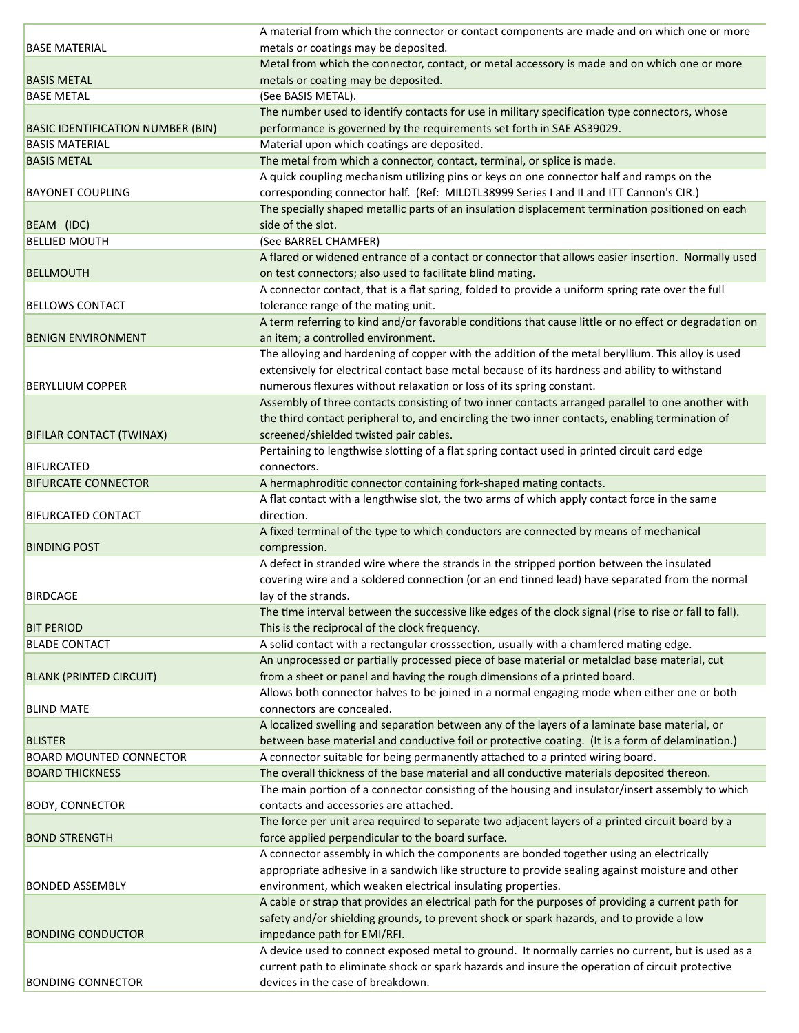| | |
|---|---|
| BASE MATERIAL | A material from which the connector or contact components are made and on which one or more metals or coatings may be deposited. |
| BASIS METAL | Metal from which the connector, contact, or metal accessory is made and on which one or more metals or coating may be deposited. |
| BASE METAL | (See BASIS METAL). |
| BASIC IDENTIFICATION NUMBER (BIN) | The number used to identify contacts for use in military specification type connectors, whose performance is governed by the requirements set forth in SAE AS39029. |
| BASIS MATERIAL | Material upon which coatings are deposited. |
| BASIS METAL | The metal from which a connector, contact, terminal, or splice is made. |
| BAYONET COUPLING | A quick coupling mechanism utilizing pins or keys on one connector half and ramps on the corresponding connector half. (Ref: MILDTL38999 Series I and II and ITT Cannon's CIR.) |
| BEAM (IDC) | The specially shaped metallic parts of an insulation displacement termination positioned on each side of the slot. |
| BELLIED MOUTH | (See BARREL CHAMFER) |
| BELLMOUTH | A flared or widened entrance of a contact or connector that allows easier insertion. Normally used on test connectors; also used to facilitate blind mating. |
| BELLOWS CONTACT | A connector contact, that is a flat spring, folded to provide a uniform spring rate over the full tolerance range of the mating unit. |
| BENIGN ENVIRONMENT | A term referring to kind and/or favorable conditions that cause little or no effect or degradation on an item; a controlled environment. |
| BERYLLIUM COPPER | The alloying and hardening of copper with the addition of the metal beryllium. This alloy is used extensively for electrical contact base metal because of its hardness and ability to withstand numerous flexures without relaxation or loss of its spring constant. |
| BIFILAR CONTACT (TWINAX) | Assembly of three contacts consisting of two inner contacts arranged parallel to one another with the third contact peripheral to, and encircling the two inner contacts, enabling termination of screened/shielded twisted pair cables. |
| BIFURCATED | Pertaining to lengthwise slotting of a flat spring contact used in printed circuit card edge connectors. |
| BIFURCATE CONNECTOR | A hermaphroditic connector containing fork-shaped mating contacts. |
| BIFURCATED CONTACT | A flat contact with a lengthwise slot, the two arms of which apply contact force in the same direction. |
| BINDING POST | A fixed terminal of the type to which conductors are connected by means of mechanical compression. |
| BIRDCAGE | A defect in stranded wire where the strands in the stripped portion between the insulated covering wire and a soldered connection (or an end tinned lead) have separated from the normal lay of the strands. |
| BIT PERIOD | The time interval between the successive like edges of the clock signal (rise to rise or fall to fall). This is the reciprocal of the clock frequency. |
| BLADE CONTACT | A solid contact with a rectangular crosssection, usually with a chamfered mating edge. |
| BLANK (PRINTED CIRCUIT) | An unprocessed or partially processed piece of base material or metalclad base material, cut from a sheet or panel and having the rough dimensions of a printed board. |
| BLIND MATE | Allows both connector halves to be joined in a normal engaging mode when either one or both connectors are concealed. |
| BLISTER | A localized swelling and separation between any of the layers of a laminate base material, or between base material and conductive foil or protective coating. (It is a form of delamination.) |
| BOARD MOUNTED CONNECTOR | A connector suitable for being permanently attached to a printed wiring board. |
| BOARD THICKNESS | The overall thickness of the base material and all conductive materials deposited thereon. |
| BODY, CONNECTOR | The main portion of a connector consisting of the housing and insulator/insert assembly to which contacts and accessories are attached. |
| BOND STRENGTH | The force per unit area required to separate two adjacent layers of a printed circuit board by a force applied perpendicular to the board surface. |
| BONDED ASSEMBLY | A connector assembly in which the components are bonded together using an electrically appropriate adhesive in a sandwich like structure to provide sealing against moisture and other environment, which weaken electrical insulating properties. |
| BONDING CONDUCTOR | A cable or strap that provides an electrical path for the purposes of providing a current path for safety and/or shielding grounds, to prevent shock or spark hazards, and to provide a low impedance path for EMI/RFI. |
| BONDING CONNECTOR | A device used to connect exposed metal to ground. It normally carries no current, but is used as a current path to eliminate shock or spark hazards and insure the operation of circuit protective devices in the case of breakdown. |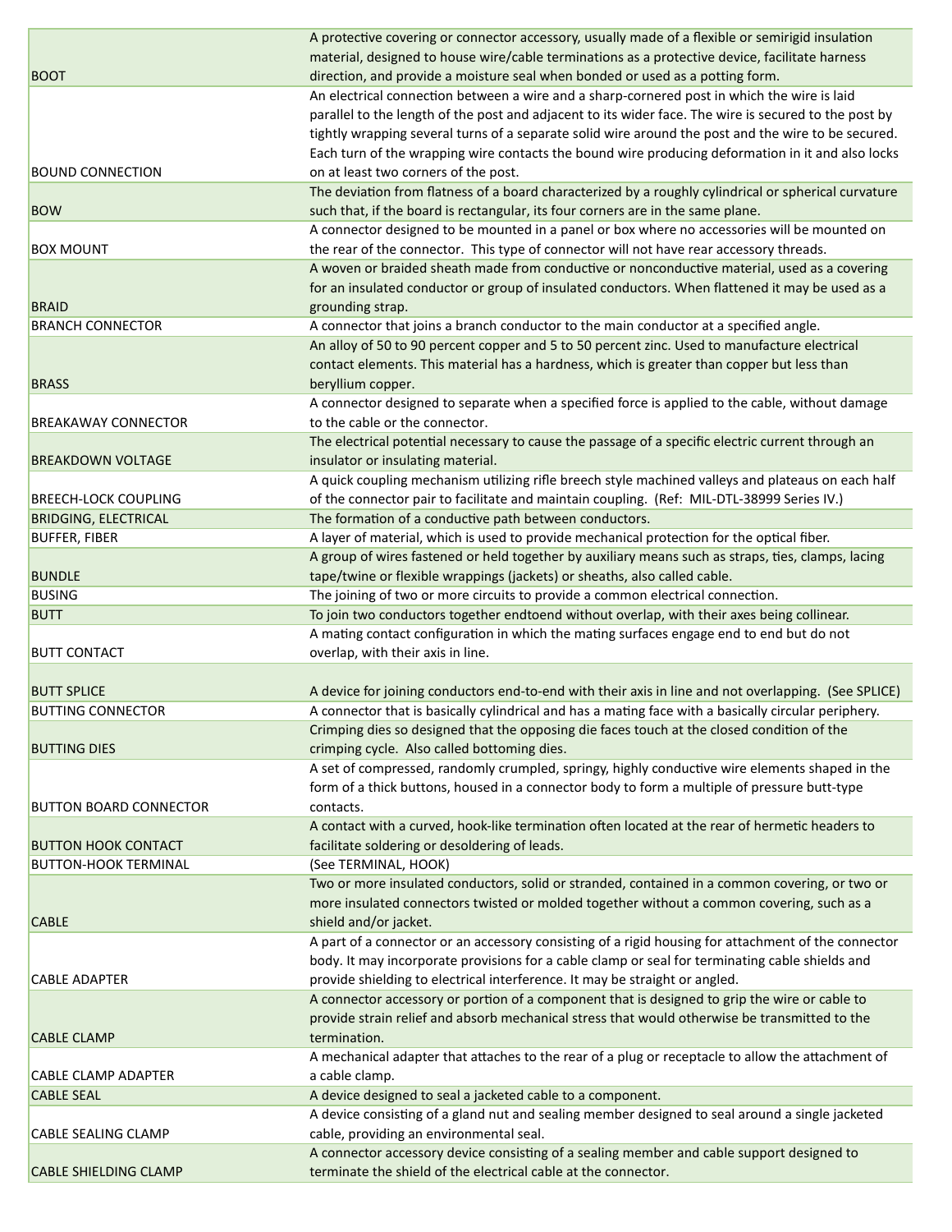| | |
|---|---|
| BOOT | A protective covering or connector accessory, usually made of a flexible or semirigid insulation material, designed to house wire/cable terminations as a protective device, facilitate harness direction, and provide a moisture seal when bonded or used as a potting form. |
| BOUND CONNECTION | An electrical connection between a wire and a sharp-cornered post in which the wire is laid parallel to the length of the post and adjacent to its wider face. The wire is secured to the post by tightly wrapping several turns of a separate solid wire around the post and the wire to be secured. Each turn of the wrapping wire contacts the bound wire producing deformation in it and also locks on at least two corners of the post. |
| BOW | The deviation from flatness of a board characterized by a roughly cylindrical or spherical curvature such that, if the board is rectangular, its four corners are in the same plane. |
| BOX MOUNT | A connector designed to be mounted in a panel or box where no accessories will be mounted on the rear of the connector. This type of connector will not have rear accessory threads. |
| BRAID | A woven or braided sheath made from conductive or nonconductive material, used as a covering for an insulated conductor or group of insulated conductors. When flattened it may be used as a grounding strap. |
| BRANCH CONNECTOR | A connector that joins a branch conductor to the main conductor at a specified angle. |
| BRASS | An alloy of 50 to 90 percent copper and 5 to 50 percent zinc. Used to manufacture electrical contact elements. This material has a hardness, which is greater than copper but less than beryllium copper. |
| BREAKAWAY CONNECTOR | A connector designed to separate when a specified force is applied to the cable, without damage to the cable or the connector. |
| BREAKDOWN VOLTAGE | The electrical potential necessary to cause the passage of a specific electric current through an insulator or insulating material. |
| BREECH-LOCK COUPLING | A quick coupling mechanism utilizing rifle breech style machined valleys and plateaus on each half of the connector pair to facilitate and maintain coupling. (Ref: MIL-DTL-38999 Series IV.) |
| BRIDGING, ELECTRICAL | The formation of a conductive path between conductors. |
| BUFFER, FIBER | A layer of material, which is used to provide mechanical protection for the optical fiber. |
| BUNDLE | A group of wires fastened or held together by auxiliary means such as straps, ties, clamps, lacing tape/twine or flexible wrappings (jackets) or sheaths, also called cable. |
| BUSING | The joining of two or more circuits to provide a common electrical connection. |
| BUTT | To join two conductors together endtoend without overlap, with their axes being collinear. |
| BUTT CONTACT | A mating contact configuration in which the mating surfaces engage end to end but do not overlap, with their axis in line. |
| BUTT SPLICE | A device for joining conductors end-to-end with their axis in line and not overlapping. (See SPLICE) |
| BUTTING CONNECTOR | A connector that is basically cylindrical and has a mating face with a basically circular periphery. |
| BUTTING DIES | Crimping dies so designed that the opposing die faces touch at the closed condition of the crimping cycle. Also called bottoming dies. |
| BUTTON BOARD CONNECTOR | A set of compressed, randomly crumpled, springy, highly conductive wire elements shaped in the form of a thick buttons, housed in a connector body to form a multiple of pressure butt-type contacts. |
| BUTTON HOOK CONTACT | A contact with a curved, hook-like termination often located at the rear of hermetic headers to facilitate soldering or desoldering of leads. |
| BUTTON-HOOK TERMINAL | (See TERMINAL, HOOK) |
| CABLE | Two or more insulated conductors, solid or stranded, contained in a common covering, or two or more insulated connectors twisted or molded together without a common covering, such as a shield and/or jacket. |
| CABLE ADAPTER | A part of a connector or an accessory consisting of a rigid housing for attachment of the connector body. It may incorporate provisions for a cable clamp or seal for terminating cable shields and provide shielding to electrical interference. It may be straight or angled. |
| CABLE CLAMP | A connector accessory or portion of a component that is designed to grip the wire or cable to provide strain relief and absorb mechanical stress that would otherwise be transmitted to the termination. |
| CABLE CLAMP ADAPTER | A mechanical adapter that attaches to the rear of a plug or receptacle to allow the attachment of a cable clamp. |
| CABLE SEAL | A device designed to seal a jacketed cable to a component. |
| CABLE SEALING CLAMP | A device consisting of a gland nut and sealing member designed to seal around a single jacketed cable, providing an environmental seal. |
| CABLE SHIELDING CLAMP | A connector accessory device consisting of a sealing member and cable support designed to terminate the shield of the electrical cable at the connector. |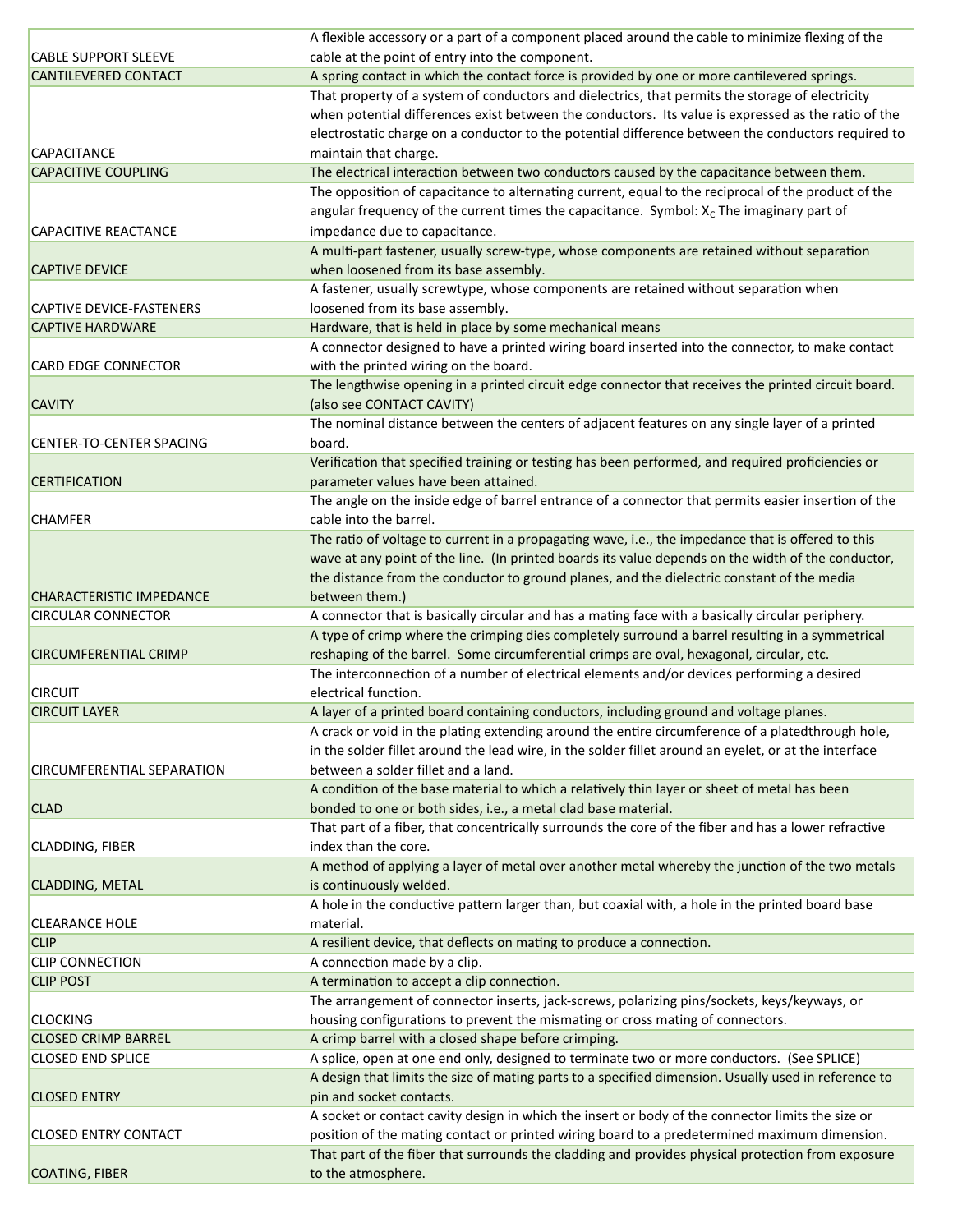| | |
|---|---|
| CABLE SUPPORT SLEEVE | A flexible accessory or a part of a component placed around the cable to minimize flexing of the cable at the point of entry into the component. |
| CANTILEVERED CONTACT | A spring contact in which the contact force is provided by one or more cantilevered springs. |
| CAPACITANCE | That property of a system of conductors and dielectrics, that permits the storage of electricity when potential differences exist between the conductors. Its value is expressed as the ratio of the electrostatic charge on a conductor to the potential difference between the conductors required to maintain that charge. |
| CAPACITIVE COUPLING | The electrical interaction between two conductors caused by the capacitance between them. |
| CAPACITIVE REACTANCE | The opposition of capacitance to alternating current, equal to the reciprocal of the product of the angular frequency of the current times the capacitance. Symbol: $X_C$ The imaginary part of impedance due to capacitance. |
| CAPTIVE DEVICE | A multi-part fastener, usually screw-type, whose components are retained without separation when loosened from its base assembly. |
| CAPTIVE DEVICE-FASTENERS | A fastener, usually screwtype, whose components are retained without separation when loosened from its base assembly. |
| CAPTIVE HARDWARE | Hardware, that is held in place by some mechanical means |
| CARD EDGE CONNECTOR | A connector designed to have a printed wiring board inserted into the connector, to make contact with the printed wiring on the board. |
| CAVITY | The lengthwise opening in a printed circuit edge connector that receives the printed circuit board. (also see CONTACT CAVITY) |
| CENTER-TO-CENTER SPACING | The nominal distance between the centers of adjacent features on any single layer of a printed board. |
| CERTIFICATION | Verification that specified training or testing has been performed, and required proficiencies or parameter values have been attained. |
| CHAMFER | The angle on the inside edge of barrel entrance of a connector that permits easier insertion of the cable into the barrel. |
| CHARACTERISTIC IMPEDANCE | The ratio of voltage to current in a propagating wave, i.e., the impedance that is offered to this wave at any point of the line. (In printed boards its value depends on the width of the conductor, the distance from the conductor to ground planes, and the dielectric constant of the media between them.) |
| CIRCULAR CONNECTOR | A connector that is basically circular and has a mating face with a basically circular periphery. |
| CIRCUMFERENTIAL CRIMP | A type of crimp where the crimping dies completely surround a barrel resulting in a symmetrical reshaping of the barrel. Some circumferential crimps are oval, hexagonal, circular, etc. |
| CIRCUIT | The interconnection of a number of electrical elements and/or devices performing a desired electrical function. |
| CIRCUIT LAYER | A layer of a printed board containing conductors, including ground and voltage planes. |
| CIRCUMFERENTIAL SEPARATION | A crack or void in the plating extending around the entire circumference of a platedthrough hole, in the solder fillet around the lead wire, in the solder fillet around an eyelet, or at the interface between a solder fillet and a land. |
| CLAD | A condition of the base material to which a relatively thin layer or sheet of metal has been bonded to one or both sides, i.e., a metal clad base material. |
| CLADDING, FIBER | That part of a fiber, that concentrically surrounds the core of the fiber and has a lower refractive index than the core. |
| CLADDING, METAL | A method of applying a layer of metal over another metal whereby the junction of the two metals is continuously welded. |
| CLEARANCE HOLE | A hole in the conductive pattern larger than, but coaxial with, a hole in the printed board base material. |
| CLIP | A resilient device, that deflects on mating to produce a connection. |
| CLIP CONNECTION | A connection made by a clip. |
| CLIP POST | A termination to accept a clip connection. |
| CLOCKING | The arrangement of connector inserts, jack-screws, polarizing pins/sockets, keys/keyways, or housing configurations to prevent the mismating or cross mating of connectors. |
| CLOSED CRIMP BARREL | A crimp barrel with a closed shape before crimping. |
| CLOSED END SPLICE | A splice, open at one end only, designed to terminate two or more conductors. (See SPLICE) |
| CLOSED ENTRY | A design that limits the size of mating parts to a specified dimension. Usually used in reference to pin and socket contacts. |
| CLOSED ENTRY CONTACT | A socket or contact cavity design in which the insert or body of the connector limits the size or position of the mating contact or printed wiring board to a predetermined maximum dimension. |
| COATING, FIBER | That part of the fiber that surrounds the cladding and provides physical protection from exposure to the atmosphere. |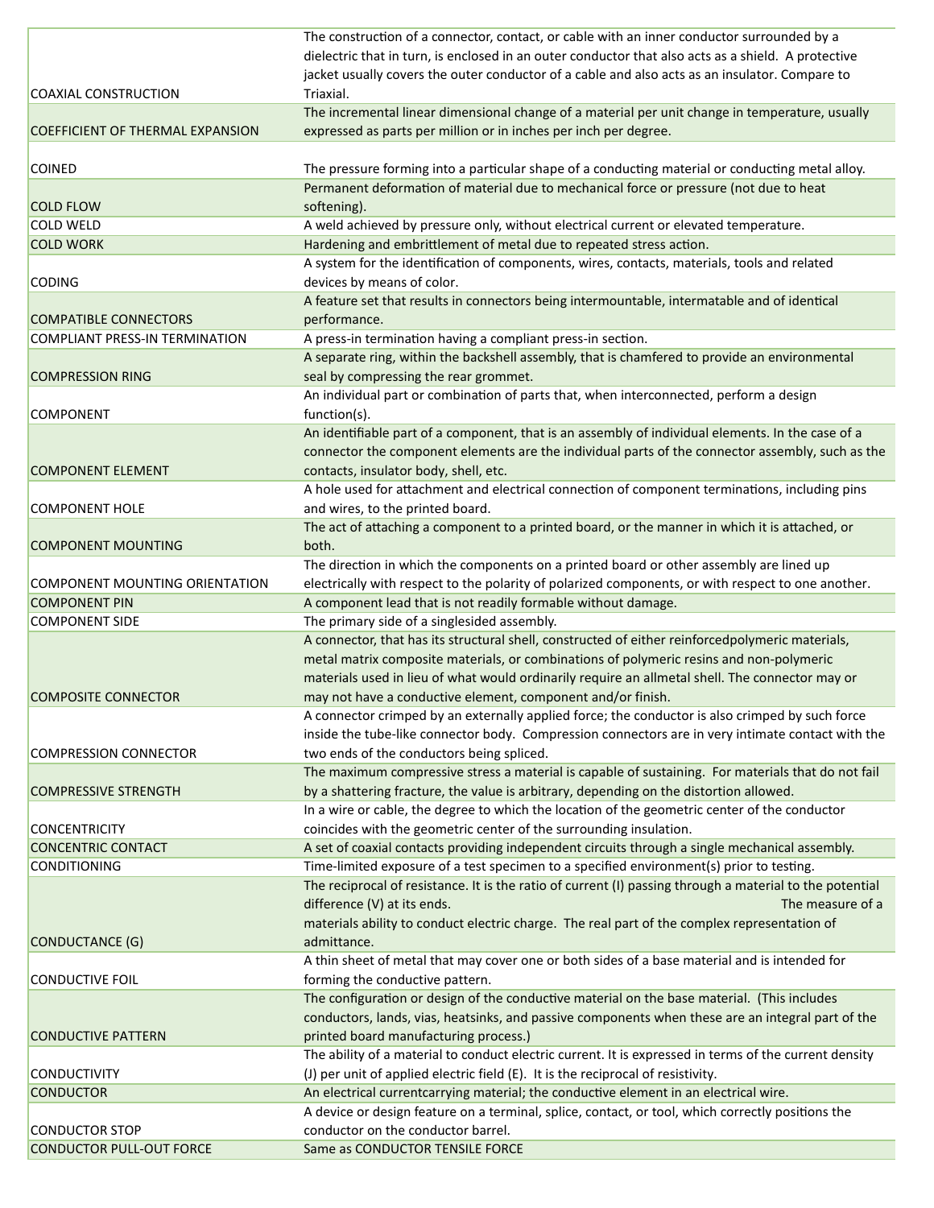| | |
|---|---|
| COAXIAL CONSTRUCTION | The construction of a connector, contact, or cable with an inner conductor surrounded by a dielectric that in turn, is enclosed in an outer conductor that also acts as a shield. A protective jacket usually covers the outer conductor of a cable and also acts as an insulator. Compare to Triaxial. |
| COEFFICIENT OF THERMAL EXPANSION | The incremental linear dimensional change of a material per unit change in temperature, usually expressed as parts per million or in inches per inch per degree. |
| COINED | The pressure forming into a particular shape of a conducting material or conducting metal alloy. |
| COLD FLOW | Permanent deformation of material due to mechanical force or pressure (not due to heat softening). |
| COLD WELD | A weld achieved by pressure only, without electrical current or elevated temperature. |
| COLD WORK | Hardening and embrittlement of metal due to repeated stress action. |
| CODING | A system for the identification of components, wires, contacts, materials, tools and related devices by means of color. |
| COMPATIBLE CONNECTORS | A feature set that results in connectors being intermountable, intermatable and of identical performance. |
| COMPLIANT PRESS-IN TERMINATION | A press-in termination having a compliant press-in section. |
| COMPRESSION RING | A separate ring, within the backshell assembly, that is chamfered to provide an environmental seal by compressing the rear grommet. |
| COMPONENT | An individual part or combination of parts that, when interconnected, perform a design function(s). |
| COMPONENT ELEMENT | An identifiable part of a component, that is an assembly of individual elements. In the case of a connector the component elements are the individual parts of the connector assembly, such as the contacts, insulator body, shell, etc. |
| COMPONENT HOLE | A hole used for attachment and electrical connection of component terminations, including pins and wires, to the printed board. |
| COMPONENT MOUNTING | The act of attaching a component to a printed board, or the manner in which it is attached, or both. |
| COMPONENT MOUNTING ORIENTATION | The direction in which the components on a printed board or other assembly are lined up electrically with respect to the polarity of polarized components, or with respect to one another. |
| COMPONENT PIN | A component lead that is not readily formable without damage. |
| COMPONENT SIDE | The primary side of a singlesided assembly. |
| COMPOSITE CONNECTOR | A connector, that has its structural shell, constructed of either reinforcedpolymeric materials, metal matrix composite materials, or combinations of polymeric resins and non-polymeric materials used in lieu of what would ordinarily require an allmetal shell. The connector may or may not have a conductive element, component and/or finish. |
| COMPRESSION CONNECTOR | A connector crimped by an externally applied force; the conductor is also crimped by such force inside the tube-like connector body. Compression connectors are in very intimate contact with the two ends of the conductors being spliced. |
| COMPRESSIVE STRENGTH | The maximum compressive stress a material is capable of sustaining. For materials that do not fail by a shattering fracture, the value is arbitrary, depending on the distortion allowed. |
| CONCENTRICITY | In a wire or cable, the degree to which the location of the geometric center of the conductor coincides with the geometric center of the surrounding insulation. |
| CONCENTRIC CONTACT | A set of coaxial contacts providing independent circuits through a single mechanical assembly. |
| CONDITIONING | Time-limited exposure of a test specimen to a specified environment(s) prior to testing. |
| CONDUCTANCE (G) | The reciprocal of resistance. It is the ratio of current (I) passing through a material to the potential difference (V) at its ends. The measure of a materials ability to conduct electric charge. The real part of the complex representation of admittance. |
| CONDUCTIVE FOIL | A thin sheet of metal that may cover one or both sides of a base material and is intended for forming the conductive pattern. |
| CONDUCTIVE PATTERN | The configuration or design of the conductive material on the base material. (This includes conductors, lands, vias, heatsinks, and passive components when these are an integral part of the printed board manufacturing process.) |
| CONDUCTIVITY | The ability of a material to conduct electric current. It is expressed in terms of the current density (J) per unit of applied electric field (E). It is the reciprocal of resistivity. |
| CONDUCTOR | An electrical currentcarrying material; the conductive element in an electrical wire. |
| CONDUCTOR STOP | A device or design feature on a terminal, splice, contact, or tool, which correctly positions the conductor on the conductor barrel. |
| CONDUCTOR PULL-OUT FORCE | Same as CONDUCTOR TENSILE FORCE |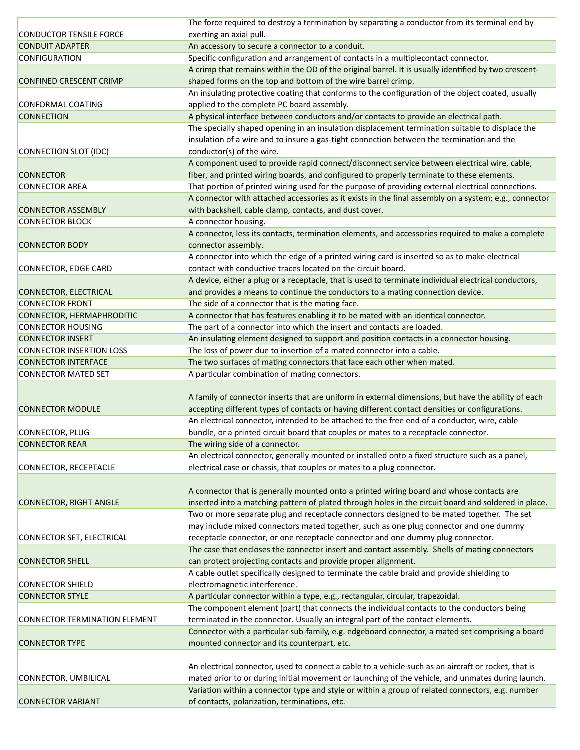| | |
|---|---|
| CONDUCTOR TENSILE FORCE | The force required to destroy a termination by separating a conductor from its terminal end by exerting an axial pull. |
| CONDUIT ADAPTER | An accessory to secure a connector to a conduit. |
| CONFIGURATION | Specific configuration and arrangement of contacts in a multiplecontact connector. |
| CONFINED CRESCENT CRIMP | A crimp that remains within the OD of the original barrel. It is usually identified by two crescent-shaped forms on the top and bottom of the wire barrel crimp. |
| CONFORMAL COATING | An insulating protective coating that conforms to the configuration of the object coated, usually applied to the complete PC board assembly. |
| CONNECTION | A physical interface between conductors and/or contacts to provide an electrical path. |
| CONNECTION SLOT (IDC) | The specially shaped opening in an insulation displacement termination suitable to displace the insulation of a wire and to insure a gas-tight connection between the termination and the conductor(s) of the wire. |
| CONNECTOR | A component used to provide rapid connect/disconnect service between electrical wire, cable, fiber, and printed wiring boards, and configured to properly terminate to these elements. |
| CONNECTOR AREA | That portion of printed wiring used for the purpose of providing external electrical connections. |
| CONNECTOR ASSEMBLY | A connector with attached accessories as it exists in the final assembly on a system; e.g., connector with backshell, cable clamp, contacts, and dust cover. |
| CONNECTOR BLOCK | A connector housing. |
| CONNECTOR BODY | A connector, less its contacts, termination elements, and accessories required to make a complete connector assembly. |
| CONNECTOR, EDGE CARD | A connector into which the edge of a printed wiring card is inserted so as to make electrical contact with conductive traces located on the circuit board. |
| CONNECTOR, ELECTRICAL | A device, either a plug or a receptacle, that is used to terminate individual electrical conductors, and provides a means to continue the conductors to a mating connection device. |
| CONNECTOR FRONT | The side of a connector that is the mating face. |
| CONNECTOR, HERMAPHRODITIC | A connector that has features enabling it to be mated with an identical connector. |
| CONNECTOR HOUSING | The part of a connector into which the insert and contacts are loaded. |
| CONNECTOR INSERT | An insulating element designed to support and position contacts in a connector housing. |
| CONNECTOR INSERTION LOSS | The loss of power due to insertion of a mated connector into a cable. |
| CONNECTOR INTERFACE | The two surfaces of mating connectors that face each other when mated. |
| CONNECTOR MATED SET | A particular combination of mating connectors. |
| CONNECTOR MODULE | A family of connector inserts that are uniform in external dimensions, but have the ability of each accepting different types of contacts or having different contact densities or configurations. |
| CONNECTOR, PLUG | An electrical connector, intended to be attached to the free end of a conductor, wire, cable bundle, or a printed circuit board that couples or mates to a receptacle connector. |
| CONNECTOR REAR | The wiring side of a connector. |
| CONNECTOR, RECEPTACLE | An electrical connector, generally mounted or installed onto a fixed structure such as a panel, electrical case or chassis, that couples or mates to a plug connector. |
| CONNECTOR, RIGHT ANGLE | A connector that is generally mounted onto a printed wiring board and whose contacts are inserted into a matching pattern of plated through holes in the circuit board and soldered in place. |
| CONNECTOR SET, ELECTRICAL | Two or more separate plug and receptacle connectors designed to be mated together. The set may include mixed connectors mated together, such as one plug connector and one dummy receptacle connector, or one receptacle connector and one dummy plug connector. |
| CONNECTOR SHELL | The case that encloses the connector insert and contact assembly. Shells of mating connectors can protect projecting contacts and provide proper alignment. |
| CONNECTOR SHIELD | A cable outlet specifically designed to terminate the cable braid and provide shielding to electromagnetic interference. |
| CONNECTOR STYLE | A particular connector within a type, e.g., rectangular, circular, trapezoidal. |
| CONNECTOR TERMINATION ELEMENT | The component element (part) that connects the individual contacts to the conductors being terminated in the connector. Usually an integral part of the contact elements. |
| CONNECTOR TYPE | Connector with a particular sub-family, e.g. edgeboard connector, a mated set comprising a board mounted connector and its counterpart, etc. |
| CONNECTOR, UMBILICAL | An electrical connector, used to connect a cable to a vehicle such as an aircraft or rocket, that is mated prior to or during initial movement or launching of the vehicle, and unmates during launch. |
| CONNECTOR VARIANT | Variation within a connector type and style or within a group of related connectors, e.g. number of contacts, polarization, terminations, etc. |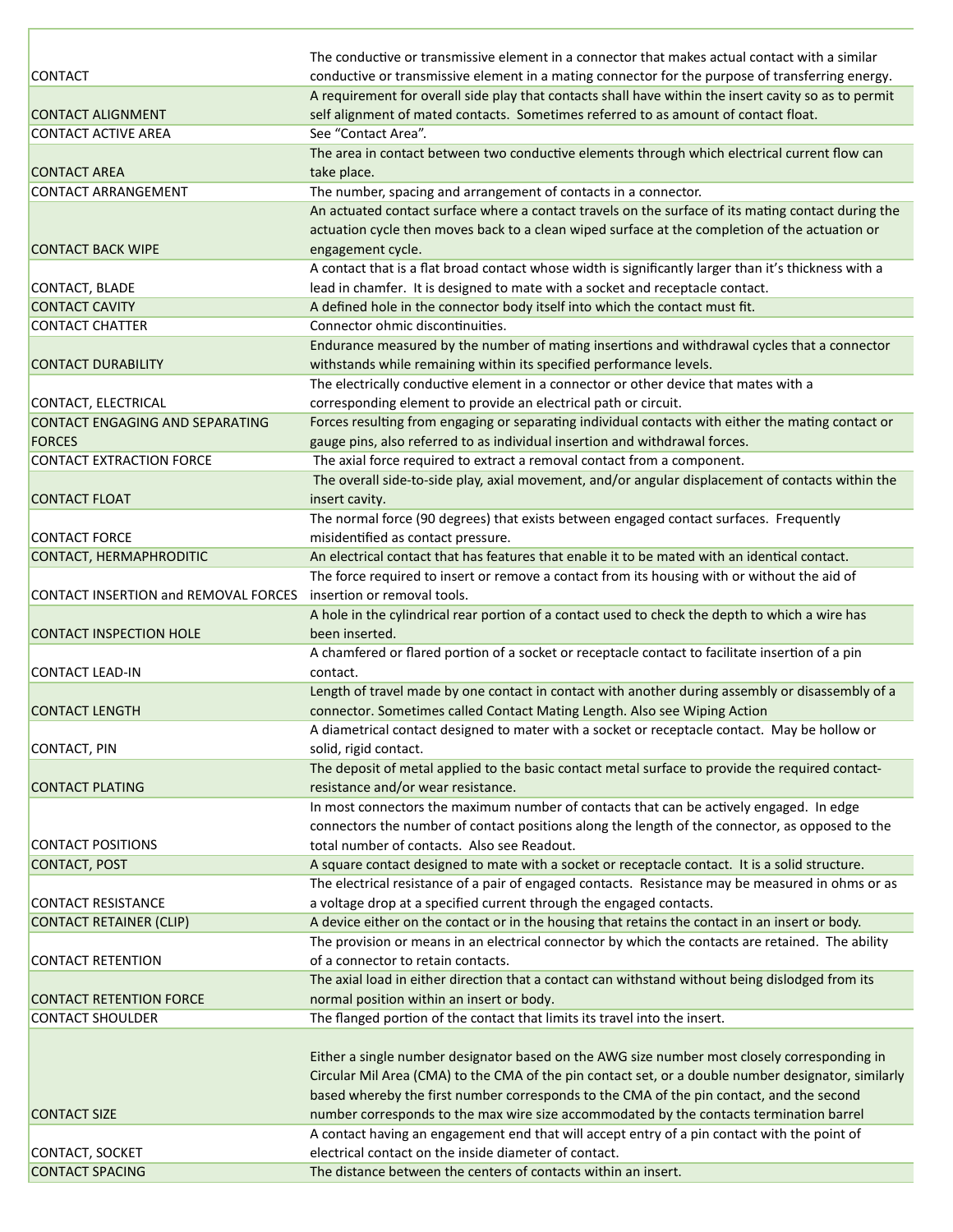| | |
|---|---|
| CONTACT | The conductive or transmissive element in a connector that makes actual contact with a similar conductive or transmissive element in a mating connector for the purpose of transferring energy. |
| CONTACT ALIGNMENT | A requirement for overall side play that contacts shall have within the insert cavity so as to permit self alignment of mated contacts. Sometimes referred to as amount of contact float. |
| CONTACT ACTIVE AREA | See "Contact Area". |
| CONTACT AREA | The area in contact between two conductive elements through which electrical current flow can take place. |
| CONTACT ARRANGEMENT | The number, spacing and arrangement of contacts in a connector. |
| CONTACT BACK WIPE | An actuated contact surface where a contact travels on the surface of its mating contact during the actuation cycle then moves back to a clean wiped surface at the completion of the actuation or engagement cycle. |
| CONTACT, BLADE | A contact that is a flat broad contact whose width is significantly larger than it's thickness with a lead in chamfer. It is designed to mate with a socket and receptacle contact. |
| CONTACT CAVITY | A defined hole in the connector body itself into which the contact must fit. |
| CONTACT CHATTER | Connector ohmic discontinuities. |
| CONTACT DURABILITY | Endurance measured by the number of mating insertions and withdrawal cycles that a connector withstands while remaining within its specified performance levels. |
| CONTACT, ELECTRICAL | The electrically conductive element in a connector or other device that mates with a corresponding element to provide an electrical path or circuit. |
| CONTACT ENGAGING AND SEPARATING FORCES | Forces resulting from engaging or separating individual contacts with either the mating contact or gauge pins, also referred to as individual insertion and withdrawal forces. |
| CONTACT EXTRACTION FORCE | The axial force required to extract a removal contact from a component. |
| CONTACT FLOAT | The overall side-to-side play, axial movement, and/or angular displacement of contacts within the insert cavity. |
| CONTACT FORCE | The normal force (90 degrees) that exists between engaged contact surfaces. Frequently misidentified as contact pressure. |
| CONTACT, HERMAPHRODITIC | An electrical contact that has features that enable it to be mated with an identical contact. |
| CONTACT INSERTION and REMOVAL FORCES | The force required to insert or remove a contact from its housing with or without the aid of insertion or removal tools. |
| CONTACT INSPECTION HOLE | A hole in the cylindrical rear portion of a contact used to check the depth to which a wire has been inserted. |
| CONTACT LEAD-IN | A chamfered or flared portion of a socket or receptacle contact to facilitate insertion of a pin contact. |
| CONTACT LENGTH | Length of travel made by one contact in contact with another during assembly or disassembly of a connector. Sometimes called Contact Mating Length. Also see Wiping Action |
| CONTACT, PIN | A diametrical contact designed to mater with a socket or receptacle contact. May be hollow or solid, rigid contact. |
| CONTACT PLATING | The deposit of metal applied to the basic contact metal surface to provide the required contact-resistance and/or wear resistance. |
| CONTACT POSITIONS | In most connectors the maximum number of contacts that can be actively engaged. In edge connectors the number of contact positions along the length of the connector, as opposed to the total number of contacts. Also see Readout. |
| CONTACT, POST | A square contact designed to mate with a socket or receptacle contact. It is a solid structure. |
| CONTACT RESISTANCE | The electrical resistance of a pair of engaged contacts. Resistance may be measured in ohms or as a voltage drop at a specified current through the engaged contacts. |
| CONTACT RETAINER (CLIP) | A device either on the contact or in the housing that retains the contact in an insert or body. |
| CONTACT RETENTION | The provision or means in an electrical connector by which the contacts are retained. The ability of a connector to retain contacts. |
| CONTACT RETENTION FORCE | The axial load in either direction that a contact can withstand without being dislodged from its normal position within an insert or body. |
| CONTACT SHOULDER | The flanged portion of the contact that limits its travel into the insert. |
| CONTACT SIZE | Either a single number designator based on the AWG size number most closely corresponding in Circular Mil Area (CMA) to the CMA of the pin contact set, or a double number designator, similarly based whereby the first number corresponds to the CMA of the pin contact, and the second number corresponds to the max wire size accommodated by the contacts termination barrel |
| CONTACT, SOCKET | A contact having an engagement end that will accept entry of a pin contact with the point of electrical contact on the inside diameter of contact. |
| CONTACT SPACING | The distance between the centers of contacts within an insert. |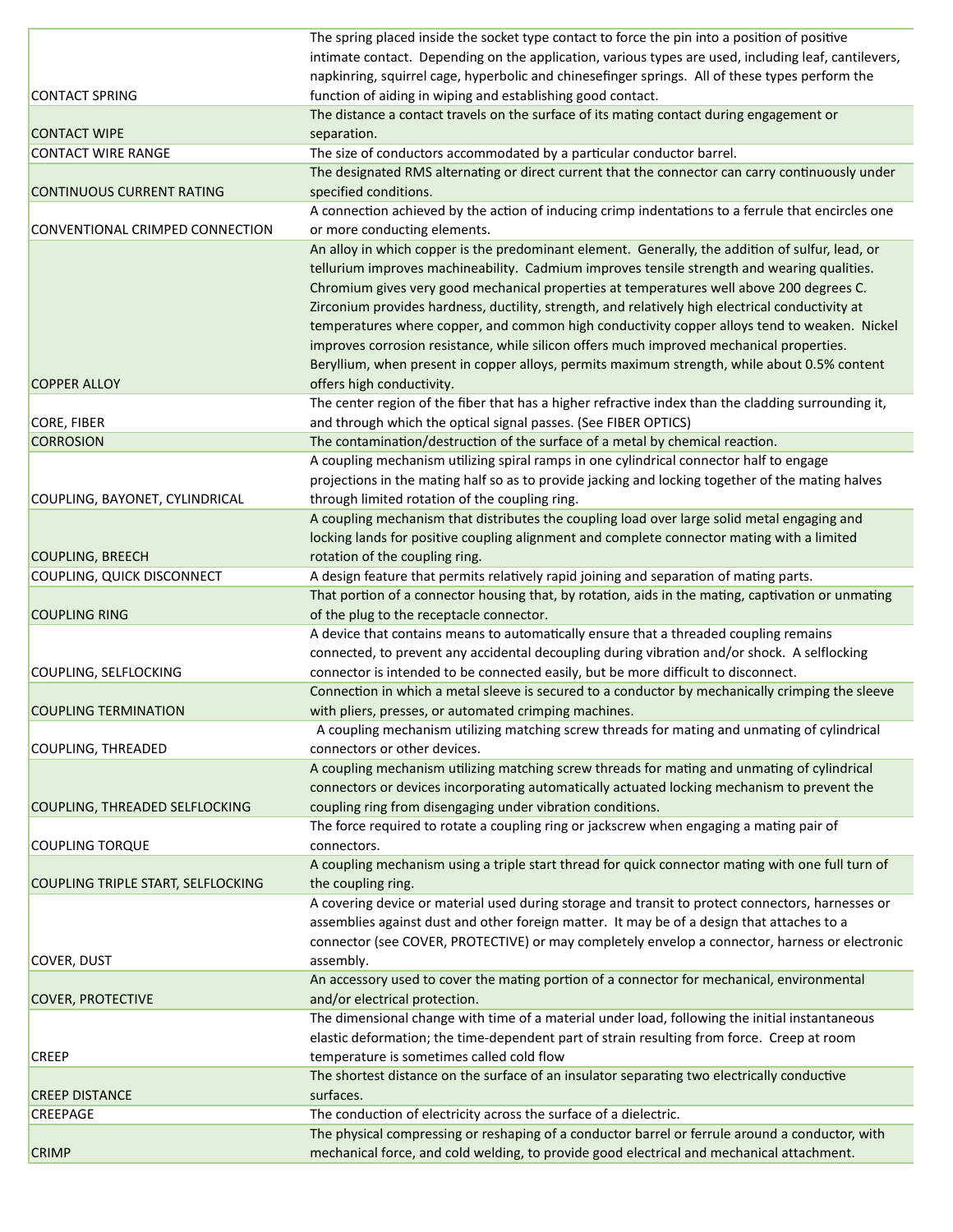| | |
|---|---|
| CONTACT SPRING | The spring placed inside the socket type contact to force the pin into a position of positive intimate contact. Depending on the application, various types are used, including leaf, cantilevers, napkinring, squirrel cage, hyperbolic and chinesefinger springs. All of these types perform the function of aiding in wiping and establishing good contact. |
| CONTACT WIPE | The distance a contact travels on the surface of its mating contact during engagement or separation. |
| CONTACT WIRE RANGE | The size of conductors accommodated by a particular conductor barrel. |
| CONTINUOUS CURRENT RATING | The designated RMS alternating or direct current that the connector can carry continuously under specified conditions. |
| CONVENTIONAL CRIMPED CONNECTION | A connection achieved by the action of inducing crimp indentations to a ferrule that encircles one or more conducting elements. |
| COPPER ALLOY | An alloy in which copper is the predominant element. Generally, the addition of sulfur, lead, or tellurium improves machineability. Cadmium improves tensile strength and wearing qualities. Chromium gives very good mechanical properties at temperatures well above 200 degrees C. Zirconium provides hardness, ductility, strength, and relatively high electrical conductivity at temperatures where copper, and common high conductivity copper alloys tend to weaken. Nickel improves corrosion resistance, while silicon offers much improved mechanical properties. Beryllium, when present in copper alloys, permits maximum strength, while about 0.5% content offers high conductivity. |
| CORE, FIBER | The center region of the fiber that has a higher refractive index than the cladding surrounding it, and through which the optical signal passes. (See FIBER OPTICS) |
| CORROSION | The contamination/destruction of the surface of a metal by chemical reaction. |
| COUPLING, BAYONET, CYLINDRICAL | A coupling mechanism utilizing spiral ramps in one cylindrical connector half to engage projections in the mating half so as to provide jacking and locking together of the mating halves through limited rotation of the coupling ring. |
| COUPLING, BREECH | A coupling mechanism that distributes the coupling load over large solid metal engaging and locking lands for positive coupling alignment and complete connector mating with a limited rotation of the coupling ring. |
| COUPLING, QUICK DISCONNECT | A design feature that permits relatively rapid joining and separation of mating parts. |
| COUPLING RING | That portion of a connector housing that, by rotation, aids in the mating, captivation or unmating of the plug to the receptacle connector. |
| COUPLING, SELFLOCKING | A device that contains means to automatically ensure that a threaded coupling remains connected, to prevent any accidental decoupling during vibration and/or shock. A selflocking connector is intended to be connected easily, but be more difficult to disconnect. |
| COUPLING TERMINATION | Connection in which a metal sleeve is secured to a conductor by mechanically crimping the sleeve with pliers, presses, or automated crimping machines. |
| COUPLING, THREADED | A coupling mechanism utilizing matching screw threads for mating and unmating of cylindrical connectors or other devices. |
| COUPLING, THREADED SELFLOCKING | A coupling mechanism utilizing matching screw threads for mating and unmating of cylindrical connectors or devices incorporating automatically actuated locking mechanism to prevent the coupling ring from disengaging under vibration conditions. |
| COUPLING TORQUE | The force required to rotate a coupling ring or jackscrew when engaging a mating pair of connectors. |
| COUPLING TRIPLE START, SELFLOCKING | A coupling mechanism using a triple start thread for quick connector mating with one full turn of the coupling ring. |
| COVER, DUST | A covering device or material used during storage and transit to protect connectors, harnesses or assemblies against dust and other foreign matter. It may be of a design that attaches to a connector (see COVER, PROTECTIVE) or may completely envelop a connector, harness or electronic assembly. |
| COVER, PROTECTIVE | An accessory used to cover the mating portion of a connector for mechanical, environmental and/or electrical protection. |
| CREEP | The dimensional change with time of a material under load, following the initial instantaneous elastic deformation; the time-dependent part of strain resulting from force. Creep at room temperature is sometimes called cold flow |
| CREEP DISTANCE | The shortest distance on the surface of an insulator separating two electrically conductive surfaces. |
| CREEPAGE | The conduction of electricity across the surface of a dielectric. |
| CRIMP | The physical compressing or reshaping of a conductor barrel or ferrule around a conductor, with mechanical force, and cold welding, to provide good electrical and mechanical attachment. |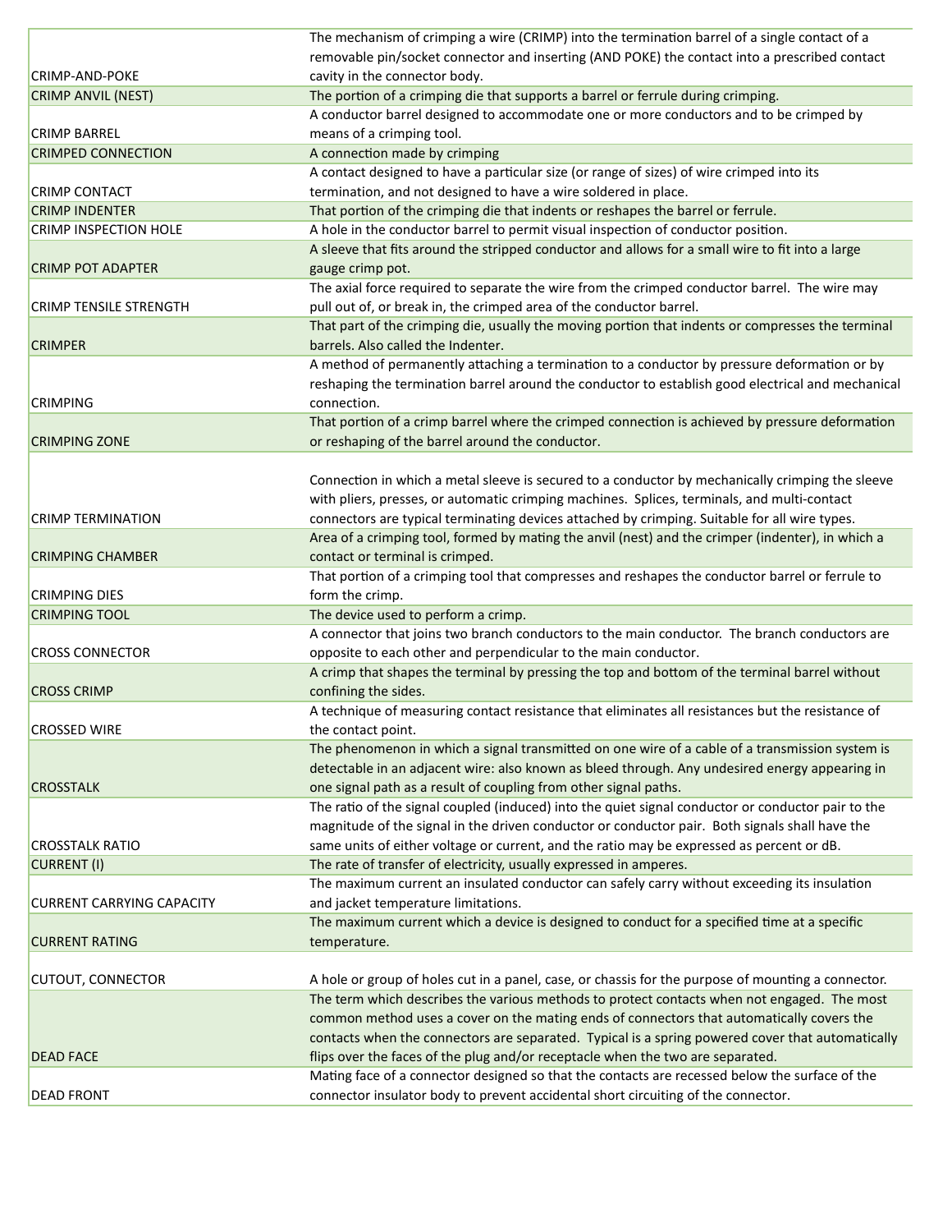| | |
|---|---|
| CRIMP-AND-POKE | The mechanism of crimping a wire (CRIMP) into the termination barrel of a single contact of a removable pin/socket connector and inserting (AND POKE) the contact into a prescribed contact cavity in the connector body. |
| CRIMP ANVIL (NEST) | The portion of a crimping die that supports a barrel or ferrule during crimping. |
| CRIMP BARREL | A conductor barrel designed to accommodate one or more conductors and to be crimped by means of a crimping tool. |
| CRIMPED CONNECTION | A connection made by crimping |
| CRIMP CONTACT | A contact designed to have a particular size (or range of sizes) of wire crimped into its termination, and not designed to have a wire soldered in place. |
| CRIMP INDENTER | That portion of the crimping die that indents or reshapes the barrel or ferrule. |
| CRIMP INSPECTION HOLE | A hole in the conductor barrel to permit visual inspection of conductor position. |
| CRIMP POT ADAPTER | A sleeve that fits around the stripped conductor and allows for a small wire to fit into a large gauge crimp pot. |
| CRIMP TENSILE STRENGTH | The axial force required to separate the wire from the crimped conductor barrel. The wire may pull out of, or break in, the crimped area of the conductor barrel. |
| CRIMPER | That part of the crimping die, usually the moving portion that indents or compresses the terminal barrels. Also called the Indenter. |
| CRIMPING | A method of permanently attaching a termination to a conductor by pressure deformation or by reshaping the termination barrel around the conductor to establish good electrical and mechanical connection. |
| CRIMPING ZONE | That portion of a crimp barrel where the crimped connection is achieved by pressure deformation or reshaping of the barrel around the conductor. |
| CRIMP TERMINATION | Connection in which a metal sleeve is secured to a conductor by mechanically crimping the sleeve with pliers, presses, or automatic crimping machines. Splices, terminals, and multi-contact connectors are typical terminating devices attached by crimping. Suitable for all wire types. |
| CRIMPING CHAMBER | Area of a crimping tool, formed by mating the anvil (nest) and the crimper (indenter), in which a contact or terminal is crimped. |
| CRIMPING DIES | That portion of a crimping tool that compresses and reshapes the conductor barrel or ferrule to form the crimp. |
| CRIMPING TOOL | The device used to perform a crimp. |
| CROSS CONNECTOR | A connector that joins two branch conductors to the main conductor. The branch conductors are opposite to each other and perpendicular to the main conductor. |
| CROSS CRIMP | A crimp that shapes the terminal by pressing the top and bottom of the terminal barrel without confining the sides. |
| CROSSED WIRE | A technique of measuring contact resistance that eliminates all resistances but the resistance of the contact point. |
| CROSSTALK | The phenomenon in which a signal transmitted on one wire of a cable of a transmission system is detectable in an adjacent wire: also known as bleed through. Any undesired energy appearing in one signal path as a result of coupling from other signal paths. |
| CROSSTALK RATIO | The ratio of the signal coupled (induced) into the quiet signal conductor or conductor pair to the magnitude of the signal in the driven conductor or conductor pair. Both signals shall have the same units of either voltage or current, and the ratio may be expressed as percent or dB. |
| CURRENT (I) | The rate of transfer of electricity, usually expressed in amperes. |
| CURRENT CARRYING CAPACITY | The maximum current an insulated conductor can safely carry without exceeding its insulation and jacket temperature limitations. |
| CURRENT RATING | The maximum current which a device is designed to conduct for a specified time at a specific temperature. |
| CUTOUT, CONNECTOR | A hole or group of holes cut in a panel, case, or chassis for the purpose of mounting a connector. |
| DEAD FACE | The term which describes the various methods to protect contacts when not engaged. The most common method uses a cover on the mating ends of connectors that automatically covers the contacts when the connectors are separated. Typical is a spring powered cover that automatically flips over the faces of the plug and/or receptacle when the two are separated. |
| DEAD FRONT | Mating face of a connector designed so that the contacts are recessed below the surface of the connector insulator body to prevent accidental short circuiting of the connector. |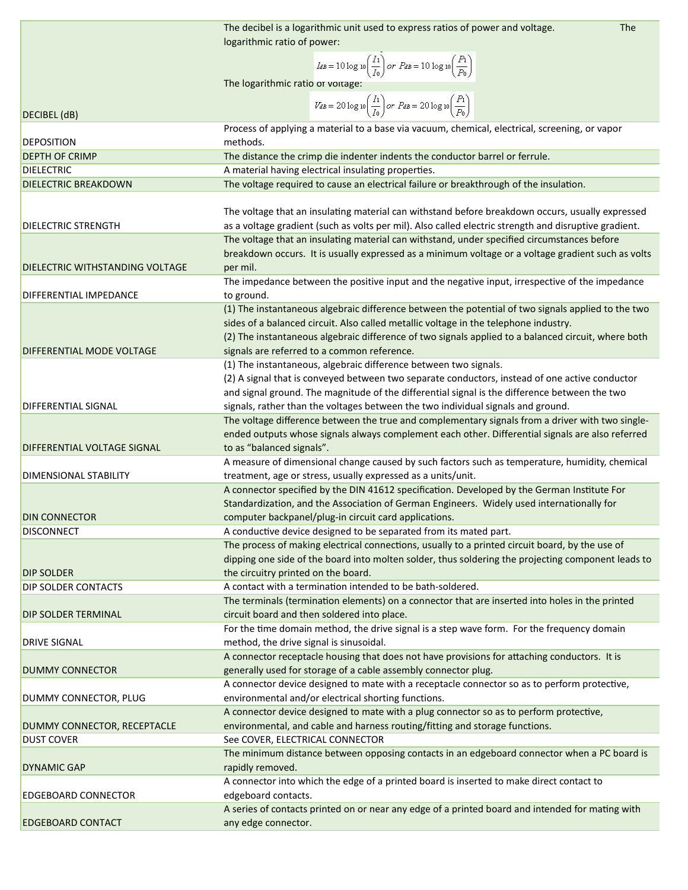| | |
|---|---|
| DECIBEL (dB) | The decibel is a logarithmic unit used to express ratios of power and voltage. The logarithmic ratio of power: $$I_{dB} = 10\log_{10}\left(\frac{I_1}{I_0}\right) \text{ or } P_{dB} = 10\log_{10}\left(\frac{P_1}{P_0}\right)$$ The logarithmic ratio of voltage: $$V_{dB} = 20\log_{10}\left(\frac{I_1}{I_0}\right) \text{ or } P_{dB} = 20\log_{10}\left(\frac{P_1}{P_0}\right)$$ |
| DEPOSITION | Process of applying a material to a base via vacuum, chemical, electrical, screening, or vapor methods. |
| DEPTH OF CRIMP | The distance the crimp die indenter indents the conductor barrel or ferrule. |
| DIELECTRIC | A material having electrical insulating properties. |
| DIELECTRIC BREAKDOWN | The voltage required to cause an electrical failure or breakthrough of the insulation. |
| DIELECTRIC STRENGTH | The voltage that an insulating material can withstand before breakdown occurs, usually expressed as a voltage gradient (such as volts per mil). Also called electric strength and disruptive gradient. |
| DIELECTRIC WITHSTANDING VOLTAGE | The voltage that an insulating material can withstand, under specified circumstances before breakdown occurs. It is usually expressed as a minimum voltage or a voltage gradient such as volts per mil. |
| DIFFERENTIAL IMPEDANCE | The impedance between the positive input and the negative input, irrespective of the impedance to ground. |
| DIFFERENTIAL MODE VOLTAGE | (1) The instantaneous algebraic difference between the potential of two signals applied to the two sides of a balanced circuit. Also called metallic voltage in the telephone industry. (2) The instantaneous algebraic difference of two signals applied to a balanced circuit, where both signals are referred to a common reference. |
| DIFFERENTIAL SIGNAL | (1) The instantaneous, algebraic difference between two signals. (2) A signal that is conveyed between two separate conductors, instead of one active conductor and signal ground. The magnitude of the differential signal is the difference between the two signals, rather than the voltages between the two individual signals and ground. |
| DIFFERENTIAL VOLTAGE SIGNAL | The voltage difference between the true and complementary signals from a driver with two single-ended outputs whose signals always complement each other. Differential signals are also referred to as "balanced signals". |
| DIMENSIONAL STABILITY | A measure of dimensional change caused by such factors such as temperature, humidity, chemical treatment, age or stress, usually expressed as a units/unit. |
| DIN CONNECTOR | A connector specified by the DIN 41612 specification. Developed by the German Institute For Standardization, and the Association of German Engineers. Widely used internationally for computer backpanel/plug-in circuit card applications. |
| DISCONNECT | A conductive device designed to be separated from its mated part. |
| DIP SOLDER | The process of making electrical connections, usually to a printed circuit board, by the use of dipping one side of the board into molten solder, thus soldering the projecting component leads to the circuitry printed on the board. |
| DIP SOLDER CONTACTS | A contact with a termination intended to be bath-soldered. |
| DIP SOLDER TERMINAL | The terminals (termination elements) on a connector that are inserted into holes in the printed circuit board and then soldered into place. |
| DRIVE SIGNAL | For the time domain method, the drive signal is a step wave form. For the frequency domain method, the drive signal is sinusoidal. |
| DUMMY CONNECTOR | A connector receptacle housing that does not have provisions for attaching conductors. It is generally used for storage of a cable assembly connector plug. |
| DUMMY CONNECTOR, PLUG | A connector device designed to mate with a receptacle connector so as to perform protective, environmental and/or electrical shorting functions. |
| DUMMY CONNECTOR, RECEPTACLE | A connector device designed to mate with a plug connector so as to perform protective, environmental, and cable and harness routing/fitting and storage functions. |
| DUST COVER | See COVER, ELECTRICAL CONNECTOR |
| DYNAMIC GAP | The minimum distance between opposing contacts in an edgeboard connector when a PC board is rapidly removed. |
| EDGEBOARD CONNECTOR | A connector into which the edge of a printed board is inserted to make direct contact to edgeboard contacts. |
| EDGEBOARD CONTACT | A series of contacts printed on or near any edge of a printed board and intended for mating with any edge connector. |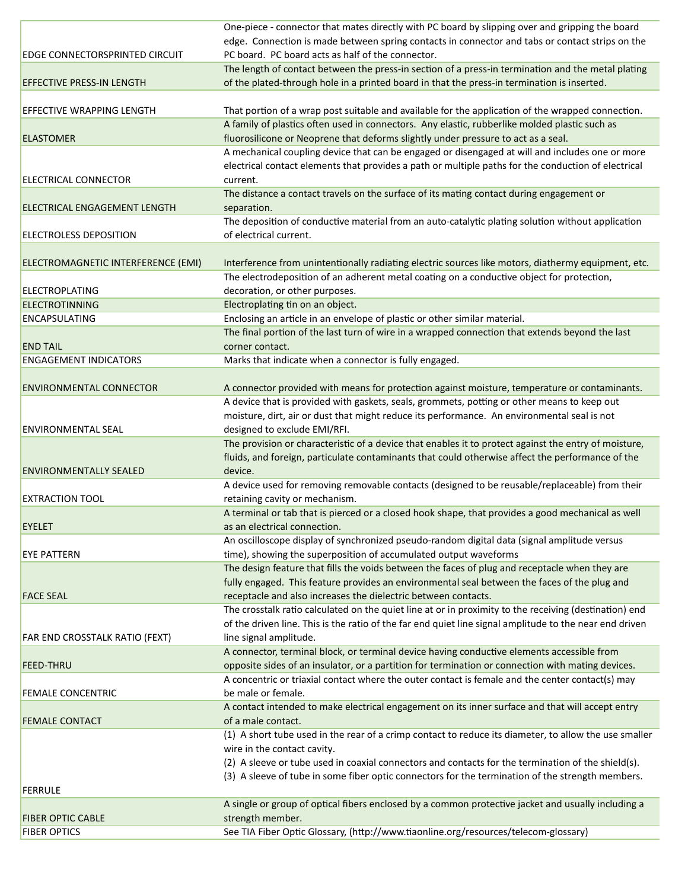| | |
|---|---|
| EDGE CONNECTORSPRINTED CIRCUIT | One-piece - connector that mates directly with PC board by slipping over and gripping the board edge. Connection is made between spring contacts in connector and tabs or contact strips on the PC board. PC board acts as half of the connector. |
| EFFECTIVE PRESS-IN LENGTH | The length of contact between the press-in section of a press-in termination and the metal plating of the plated-through hole in a printed board in that the press-in termination is inserted. |
| EFFECTIVE WRAPPING LENGTH | That portion of a wrap post suitable and available for the application of the wrapped connection. |
| ELASTOMER | A family of plastics often used in connectors. Any elastic, rubberlike molded plastic such as fluorosilicone or Neoprene that deforms slightly under pressure to act as a seal. |
| ELECTRICAL CONNECTOR | A mechanical coupling device that can be engaged or disengaged at will and includes one or more electrical contact elements that provides a path or multiple paths for the conduction of electrical current. |
| ELECTRICAL ENGAGEMENT LENGTH | The distance a contact travels on the surface of its mating contact during engagement or separation. |
| ELECTROLESS DEPOSITION | The deposition of conductive material from an auto-catalytic plating solution without application of electrical current. |
| ELECTROMAGNETIC INTERFERENCE (EMI) | Interference from unintentionally radiating electric sources like motors, diathermy equipment, etc. |
| ELECTROPLATING | The electrodeposition of an adherent metal coating on a conductive object for protection, decoration, or other purposes. |
| ELECTROTINNING | Electroplating tin on an object. |
| ENCAPSULATING | Enclosing an article in an envelope of plastic or other similar material. |
| END TAIL | The final portion of the last turn of wire in a wrapped connection that extends beyond the last corner contact. |
| ENGAGEMENT INDICATORS | Marks that indicate when a connector is fully engaged. |
| ENVIRONMENTAL CONNECTOR | A connector provided with means for protection against moisture, temperature or contaminants. |
| ENVIRONMENTAL SEAL | A device that is provided with gaskets, seals, grommets, potting or other means to keep out moisture, dirt, air or dust that might reduce its performance. An environmental seal is not designed to exclude EMI/RFI. |
| ENVIRONMENTALLY SEALED | The provision or characteristic of a device that enables it to protect against the entry of moisture, fluids, and foreign, particulate contaminants that could otherwise affect the performance of the device. |
| EXTRACTION TOOL | A device used for removing removable contacts (designed to be reusable/replaceable) from their retaining cavity or mechanism. |
| EYELET | A terminal or tab that is pierced or a closed hook shape, that provides a good mechanical as well as an electrical connection. |
| EYE PATTERN | An oscilloscope display of synchronized pseudo-random digital data (signal amplitude versus time), showing the superposition of accumulated output waveforms |
| FACE SEAL | The design feature that fills the voids between the faces of plug and receptacle when they are fully engaged. This feature provides an environmental seal between the faces of the plug and receptacle and also increases the dielectric between contacts. |
| FAR END CROSSTALK RATIO (FEXT) | The crosstalk ratio calculated on the quiet line at or in proximity to the receiving (destination) end of the driven line. This is the ratio of the far end quiet line signal amplitude to the near end driven line signal amplitude. |
| FEED-THRU | A connector, terminal block, or terminal device having conductive elements accessible from opposite sides of an insulator, or a partition for termination or connection with mating devices. |
| FEMALE CONCENTRIC | A concentric or triaxial contact where the outer contact is female and the center contact(s) may be male or female. |
| FEMALE CONTACT | A contact intended to make electrical engagement on its inner surface and that will accept entry of a male contact. |
| FERRULE | (1) A short tube used in the rear of a crimp contact to reduce its diameter, to allow the use smaller wire in the contact cavity. (2) A sleeve or tube used in coaxial connectors and contacts for the termination of the shield(s). (3) A sleeve of tube in some fiber optic connectors for the termination of the strength members. |
| FIBER OPTIC CABLE | A single or group of optical fibers enclosed by a common protective jacket and usually including a strength member. |
| FIBER OPTICS | See TIA Fiber Optic Glossary, (http://www.tiaonline.org/resources/telecom-glossary) |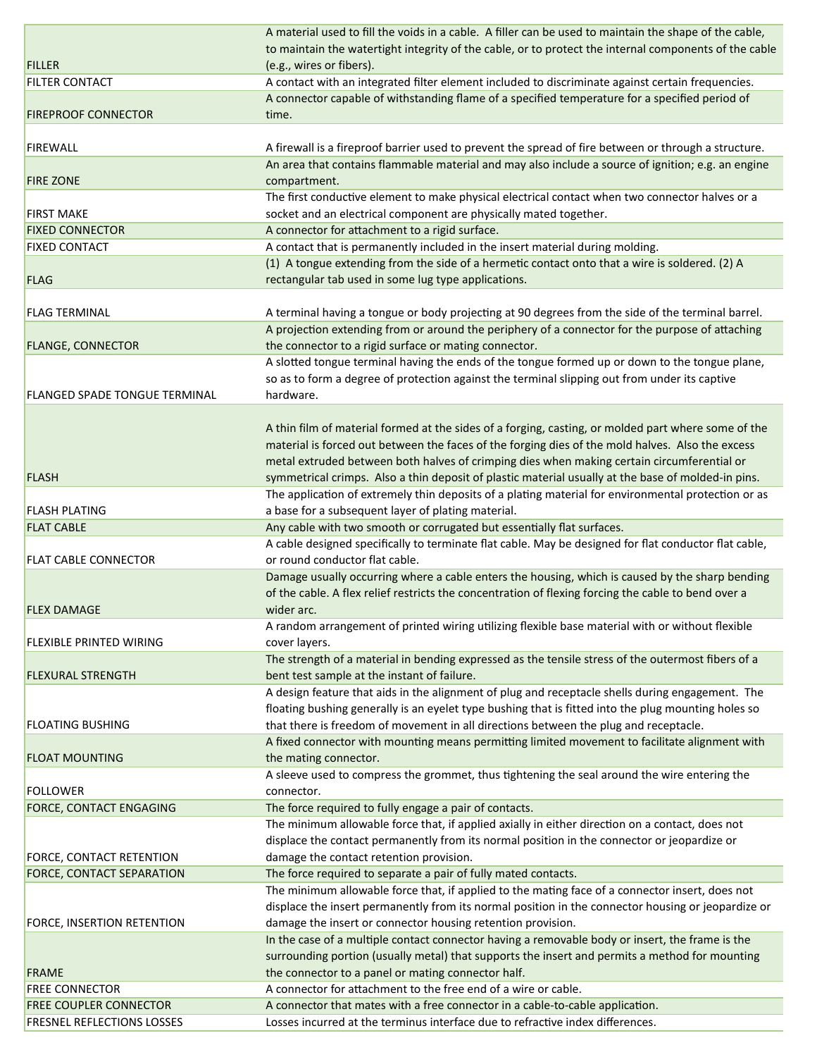| | |
|---|---|
| FILLER | A material used to fill the voids in a cable. A filler can be used to maintain the shape of the cable, to maintain the watertight integrity of the cable, or to protect the internal components of the cable (e.g., wires or fibers). |
| FILTER CONTACT | A contact with an integrated filter element included to discriminate against certain frequencies. |
| FIREPROOF CONNECTOR | A connector capable of withstanding flame of a specified temperature for a specified period of time. |
| FIREWALL | A firewall is a fireproof barrier used to prevent the spread of fire between or through a structure. |
| FIRE ZONE | An area that contains flammable material and may also include a source of ignition; e.g. an engine compartment. |
| FIRST MAKE | The first conductive element to make physical electrical contact when two connector halves or a socket and an electrical component are physically mated together. |
| FIXED CONNECTOR | A connector for attachment to a rigid surface. |
| FIXED CONTACT | A contact that is permanently included in the insert material during molding. |
| FLAG | (1) A tongue extending from the side of a hermetic contact onto that a wire is soldered. (2) A rectangular tab used in some lug type applications. |
| FLAG TERMINAL | A terminal having a tongue or body projecting at 90 degrees from the side of the terminal barrel. |
| FLANGE, CONNECTOR | A projection extending from or around the periphery of a connector for the purpose of attaching the connector to a rigid surface or mating connector. |
| FLANGED SPADE TONGUE TERMINAL | A slotted tongue terminal having the ends of the tongue formed up or down to the tongue plane, so as to form a degree of protection against the terminal slipping out from under its captive hardware. |
| FLASH | A thin film of material formed at the sides of a forging, casting, or molded part where some of the material is forced out between the faces of the forging dies of the mold halves. Also the excess metal extruded between both halves of crimping dies when making certain circumferential or symmetrical crimps. Also a thin deposit of plastic material usually at the base of molded-in pins. |
| FLASH PLATING | The application of extremely thin deposits of a plating material for environmental protection or as a base for a subsequent layer of plating material. |
| FLAT CABLE | Any cable with two smooth or corrugated but essentially flat surfaces. |
| FLAT CABLE CONNECTOR | A cable designed specifically to terminate flat cable. May be designed for flat conductor flat cable, or round conductor flat cable. |
| FLEX DAMAGE | Damage usually occurring where a cable enters the housing, which is caused by the sharp bending of the cable. A flex relief restricts the concentration of flexing forcing the cable to bend over a wider arc. |
| FLEXIBLE PRINTED WIRING | A random arrangement of printed wiring utilizing flexible base material with or without flexible cover layers. |
| FLEXURAL STRENGTH | The strength of a material in bending expressed as the tensile stress of the outermost fibers of a bent test sample at the instant of failure. |
| FLOATING BUSHING | A design feature that aids in the alignment of plug and receptacle shells during engagement. The floating bushing generally is an eyelet type bushing that is fitted into the plug mounting holes so that there is freedom of movement in all directions between the plug and receptacle. |
| FLOAT MOUNTING | A fixed connector with mounting means permitting limited movement to facilitate alignment with the mating connector. |
| FOLLOWER | A sleeve used to compress the grommet, thus tightening the seal around the wire entering the connector. |
| FORCE, CONTACT ENGAGING | The force required to fully engage a pair of contacts. |
| FORCE, CONTACT RETENTION | The minimum allowable force that, if applied axially in either direction on a contact, does not displace the contact permanently from its normal position in the connector or jeopardize or damage the contact retention provision. |
| FORCE, CONTACT SEPARATION | The force required to separate a pair of fully mated contacts. |
| FORCE, INSERTION RETENTION | The minimum allowable force that, if applied to the mating face of a connector insert, does not displace the insert permanently from its normal position in the connector housing or jeopardize or damage the insert or connector housing retention provision. |
| FRAME | In the case of a multiple contact connector having a removable body or insert, the frame is the surrounding portion (usually metal) that supports the insert and permits a method for mounting the connector to a panel or mating connector half. |
| FREE CONNECTOR | A connector for attachment to the free end of a wire or cable. |
| FREE COUPLER CONNECTOR | A connector that mates with a free connector in a cable-to-cable application. |
| FRESNEL REFLECTIONS LOSSES | Losses incurred at the terminus interface due to refractive index differences. |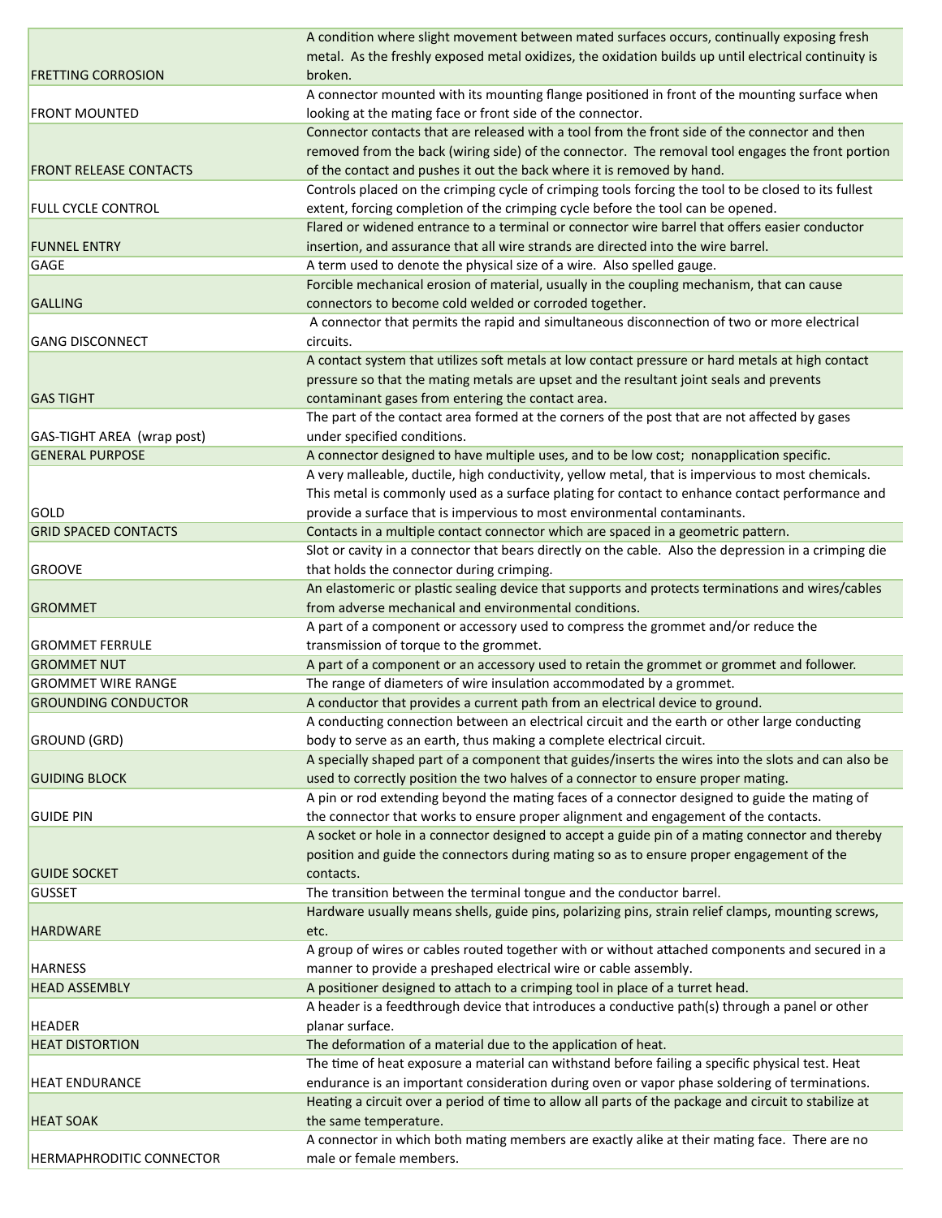| | |
|---|---|
| FRETTING CORROSION | A condition where slight movement between mated surfaces occurs, continually exposing fresh metal. As the freshly exposed metal oxidizes, the oxidation builds up until electrical continuity is broken. |
| FRONT MOUNTED | A connector mounted with its mounting flange positioned in front of the mounting surface when looking at the mating face or front side of the connector. |
| FRONT RELEASE CONTACTS | Connector contacts that are released with a tool from the front side of the connector and then removed from the back (wiring side) of the connector. The removal tool engages the front portion of the contact and pushes it out the back where it is removed by hand. |
| FULL CYCLE CONTROL | Controls placed on the crimping cycle of crimping tools forcing the tool to be closed to its fullest extent, forcing completion of the crimping cycle before the tool can be opened. |
| FUNNEL ENTRY | Flared or widened entrance to a terminal or connector wire barrel that offers easier conductor insertion, and assurance that all wire strands are directed into the wire barrel. |
| GAGE | A term used to denote the physical size of a wire. Also spelled gauge. |
| GALLING | Forcible mechanical erosion of material, usually in the coupling mechanism, that can cause connectors to become cold welded or corroded together. |
| GANG DISCONNECT | A connector that permits the rapid and simultaneous disconnection of two or more electrical circuits. |
| GAS TIGHT | A contact system that utilizes soft metals at low contact pressure or hard metals at high contact pressure so that the mating metals are upset and the resultant joint seals and prevents contaminant gases from entering the contact area. |
| GAS-TIGHT AREA (wrap post) | The part of the contact area formed at the corners of the post that are not affected by gases under specified conditions. |
| GENERAL PURPOSE | A connector designed to have multiple uses, and to be low cost; nonapplication specific. |
| GOLD | A very malleable, ductile, high conductivity, yellow metal, that is impervious to most chemicals. This metal is commonly used as a surface plating for contact to enhance contact performance and provide a surface that is impervious to most environmental contaminants. |
| GRID SPACED CONTACTS | Contacts in a multiple contact connector which are spaced in a geometric pattern. |
| GROOVE | Slot or cavity in a connector that bears directly on the cable. Also the depression in a crimping die that holds the connector during crimping. |
| GROMMET | An elastomeric or plastic sealing device that supports and protects terminations and wires/cables from adverse mechanical and environmental conditions. |
| GROMMET FERRULE | A part of a component or accessory used to compress the grommet and/or reduce the transmission of torque to the grommet. |
| GROMMET NUT | A part of a component or an accessory used to retain the grommet or grommet and follower. |
| GROMMET WIRE RANGE | The range of diameters of wire insulation accommodated by a grommet. |
| GROUNDING CONDUCTOR | A conductor that provides a current path from an electrical device to ground. |
| GROUND (GRD) | A conducting connection between an electrical circuit and the earth or other large conducting body to serve as an earth, thus making a complete electrical circuit. |
| GUIDING BLOCK | A specially shaped part of a component that guides/inserts the wires into the slots and can also be used to correctly position the two halves of a connector to ensure proper mating. |
| GUIDE PIN | A pin or rod extending beyond the mating faces of a connector designed to guide the mating of the connector that works to ensure proper alignment and engagement of the contacts. |
| GUIDE SOCKET | A socket or hole in a connector designed to accept a guide pin of a mating connector and thereby position and guide the connectors during mating so as to ensure proper engagement of the contacts. |
| GUSSET | The transition between the terminal tongue and the conductor barrel. |
| HARDWARE | Hardware usually means shells, guide pins, polarizing pins, strain relief clamps, mounting screws, etc. |
| HARNESS | A group of wires or cables routed together with or without attached components and secured in a manner to provide a preshaped electrical wire or cable assembly. |
| HEAD ASSEMBLY | A positioner designed to attach to a crimping tool in place of a turret head. |
| HEADER | A header is a feedthrough device that introduces a conductive path(s) through a panel or other planar surface. |
| HEAT DISTORTION | The deformation of a material due to the application of heat. |
| HEAT ENDURANCE | The time of heat exposure a material can withstand before failing a specific physical test. Heat endurance is an important consideration during oven or vapor phase soldering of terminations. |
| HEAT SOAK | Heating a circuit over a period of time to allow all parts of the package and circuit to stabilize at the same temperature. |
| HERMAPHRODITIC CONNECTOR | A connector in which both mating members are exactly alike at their mating face. There are no male or female members. |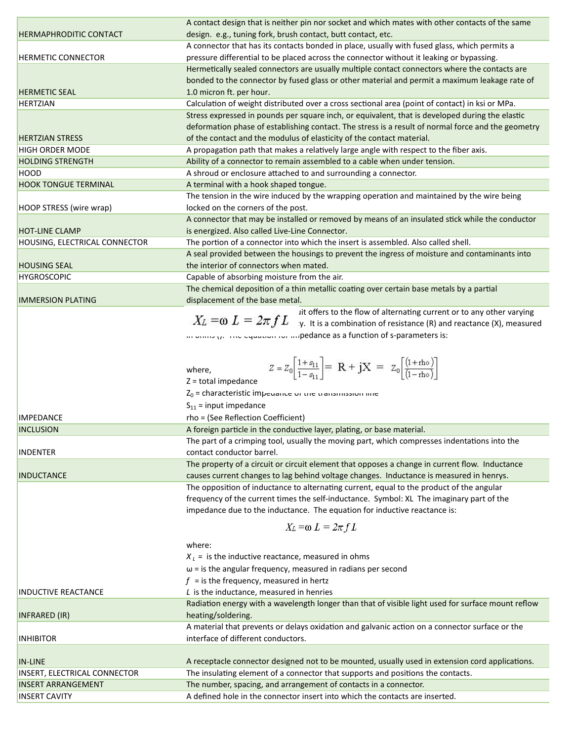| | |
|---|---|
| HERMAPHRODITIC CONTACT | A contact design that is neither pin nor socket and which mates with other contacts of the same design. e.g., tuning fork, brush contact, butt contact, etc. |
| HERMETIC CONNECTOR | A connector that has its contacts bonded in place, usually with fused glass, which permits a pressure differential to be placed across the connector without it leaking or bypassing. |
| HERMETIC SEAL | Hermetically sealed connectors are usually multiple contact connectors where the contacts are bonded to the connector by fused glass or other material and permit a maximum leakage rate of 1.0 micron ft. per hour. |
| HERTZIAN | Calculation of weight distributed over a cross sectional area (point of contact) in ksi or MPa. |
| HERTZIAN STRESS | Stress expressed in pounds per square inch, or equivalent, that is developed during the elastic deformation phase of establishing contact. The stress is a result of normal force and the geometry of the contact and the modulus of elasticity of the contact material. |
| HIGH ORDER MODE | A propagation path that makes a relatively large angle with respect to the fiber axis. |
| HOLDING STRENGTH | Ability of a connector to remain assembled to a cable when under tension. |
| HOOD | A shroud or enclosure attached to and surrounding a connector. |
| HOOK TONGUE TERMINAL | A terminal with a hook shaped tongue. |
| HOOP STRESS (wire wrap) | The tension in the wire induced by the wrapping operation and maintained by the wire being locked on the corners of the post. |
| HOT-LINE CLAMP | A connector that may be installed or removed by means of an insulated stick while the conductor is energized. Also called Live-Line Connector. |
| HOUSING, ELECTRICAL CONNECTOR | The portion of a connector into which the insert is assembled. Also called shell. |
| HOUSING SEAL | A seal provided between the housings to prevent the ingress of moisture and contaminants into the interior of connectors when mated. |
| HYGROSCOPIC | Capable of absorbing moisture from the air. |
| IMMERSION PLATING | The chemical deposition of a thin metallic coating over certain base metals by a partial displacement of the base metal. |
| IMPEDANCE | $X_L = \omega L = 2\pi f L$ ...uit offers to the flow of alternating current or to any other varying ...y. It is a combination of resistance (R) and reactance (X), measured in ohms (). The equation for impedance as a function of s-parameters is: $$Z = Z_0\left[\frac{1+s_{11}}{1-s_{11}}\right] = R + jX = Z_0\left[\frac{(1+\text{rho})}{(1-\text{rho})}\right]$$ where, Z = total impedance; $Z_0$ = characteristic impedance of the transmission line; $S_{11}$ = input impedance; rho = (See Reflection Coefficient) |
| INCLUSION | A foreign particle in the conductive layer, plating, or base material. |
| INDENTER | The part of a crimping tool, usually the moving part, which compresses indentations into the contact conductor barrel. |
| INDUCTANCE | The property of a circuit or circuit element that opposes a change in current flow. Inductance causes current changes to lag behind voltage changes. Inductance is measured in henrys. |
| INDUCTIVE REACTANCE | The opposition of inductance to alternating current, equal to the product of the angular frequency of the current times the self-inductance. Symbol: XL The imaginary part of the impedance due to the inductance. The equation for inductive reactance is: $$X_L = \omega L = 2\pi f L$$ where: $X_L$ = is the inductive reactance, measured in ohms; ω = is the angular frequency, measured in radians per second; $f$ = is the frequency, measured in hertz; $L$ is the inductance, measured in henries |
| INFRARED (IR) | Radiation energy with a wavelength longer than that of visible light used for surface mount reflow heating/soldering. |
| INHIBITOR | A material that prevents or delays oxidation and galvanic action on a connector surface or the interface of different conductors. |
| IN-LINE | A receptacle connector designed not to be mounted, usually used in extension cord applications. |
| INSERT, ELECTRICAL CONNECTOR | The insulating element of a connector that supports and positions the contacts. |
| INSERT ARRANGEMENT | The number, spacing, and arrangement of contacts in a connector. |
| INSERT CAVITY | A defined hole in the connector insert into which the contacts are inserted. |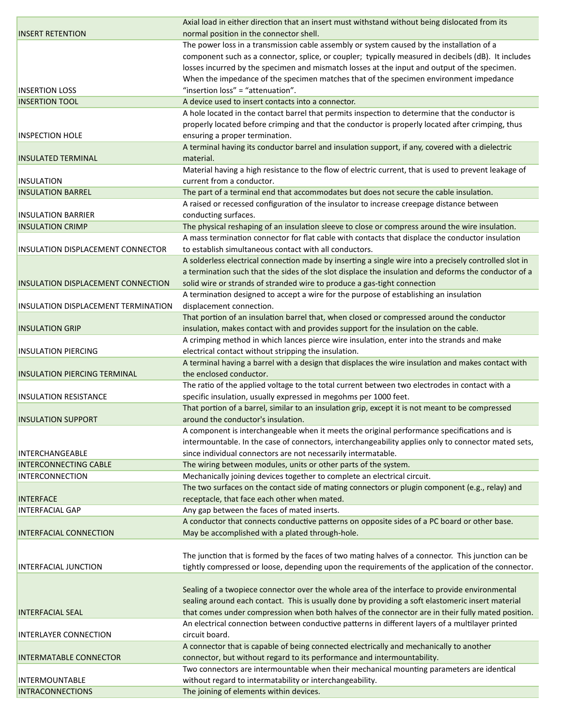| | |
|---|---|
| INSERT RETENTION | Axial load in either direction that an insert must withstand without being dislocated from its normal position in the connector shell. |
| INSERTION LOSS | The power loss in a transmission cable assembly or system caused by the installation of a component such as a connector, splice, or coupler; typically measured in decibels (dB). It includes losses incurred by the specimen and mismatch losses at the input and output of the specimen. When the impedance of the specimen matches that of the specimen environment impedance "insertion loss" = "attenuation". |
| INSERTION TOOL | A device used to insert contacts into a connector. |
| INSPECTION HOLE | A hole located in the contact barrel that permits inspection to determine that the conductor is properly located before crimping and that the conductor is properly located after crimping, thus ensuring a proper termination. |
| INSULATED TERMINAL | A terminal having its conductor barrel and insulation support, if any, covered with a dielectric material. |
| INSULATION | Material having a high resistance to the flow of electric current, that is used to prevent leakage of current from a conductor. |
| INSULATION BARREL | The part of a terminal end that accommodates but does not secure the cable insulation. |
| INSULATION BARRIER | A raised or recessed configuration of the insulator to increase creepage distance between conducting surfaces. |
| INSULATION CRIMP | The physical reshaping of an insulation sleeve to close or compress around the wire insulation. |
| INSULATION DISPLACEMENT CONNECTOR | A mass termination connector for flat cable with contacts that displace the conductor insulation to establish simultaneous contact with all conductors. |
| INSULATION DISPLACEMENT CONNECTION | A solderless electrical connection made by inserting a single wire into a precisely controlled slot in a termination such that the sides of the slot displace the insulation and deforms the conductor of a solid wire or strands of stranded wire to produce a gas-tight connection |
| INSULATION DISPLACEMENT TERMINATION | A termination designed to accept a wire for the purpose of establishing an insulation displacement connection. |
| INSULATION GRIP | That portion of an insulation barrel that, when closed or compressed around the conductor insulation, makes contact with and provides support for the insulation on the cable. |
| INSULATION PIERCING | A crimping method in which lances pierce wire insulation, enter into the strands and make electrical contact without stripping the insulation. |
| INSULATION PIERCING TERMINAL | A terminal having a barrel with a design that displaces the wire insulation and makes contact with the enclosed conductor. |
| INSULATION RESISTANCE | The ratio of the applied voltage to the total current between two electrodes in contact with a specific insulation, usually expressed in megohms per 1000 feet. |
| INSULATION SUPPORT | That portion of a barrel, similar to an insulation grip, except it is not meant to be compressed around the conductor's insulation. |
| INTERCHANGEABLE | A component is interchangeable when it meets the original performance specifications and is intermountable. In the case of connectors, interchangeability applies only to connector mated sets, since individual connectors are not necessarily intermatable. |
| INTERCONNECTING CABLE | The wiring between modules, units or other parts of the system. |
| INTERCONNECTION | Mechanically joining devices together to complete an electrical circuit. |
| INTERFACE | The two surfaces on the contact side of mating connectors or plugin component (e.g., relay) and receptacle, that face each other when mated. |
| INTERFACIAL GAP | Any gap between the faces of mated inserts. |
| INTERFACIAL CONNECTION | A conductor that connects conductive patterns on opposite sides of a PC board or other base. May be accomplished with a plated through-hole. |
| INTERFACIAL JUNCTION | The junction that is formed by the faces of two mating halves of a connector. This junction can be tightly compressed or loose, depending upon the requirements of the application of the connector. |
| INTERFACIAL SEAL | Sealing of a twopiece connector over the whole area of the interface to provide environmental sealing around each contact. This is usually done by providing a soft elastomeric insert material that comes under compression when both halves of the connector are in their fully mated position. |
| INTERLAYER CONNECTION | An electrical connection between conductive patterns in different layers of a multilayer printed circuit board. |
| INTERMATABLE CONNECTOR | A connector that is capable of being connected electrically and mechanically to another connector, but without regard to its performance and intermountability. |
| INTERMOUNTABLE | Two connectors are intermountable when their mechanical mounting parameters are identical without regard to intermatability or interchangeability. |
| INTRACONNECTIONS | The joining of elements within devices. |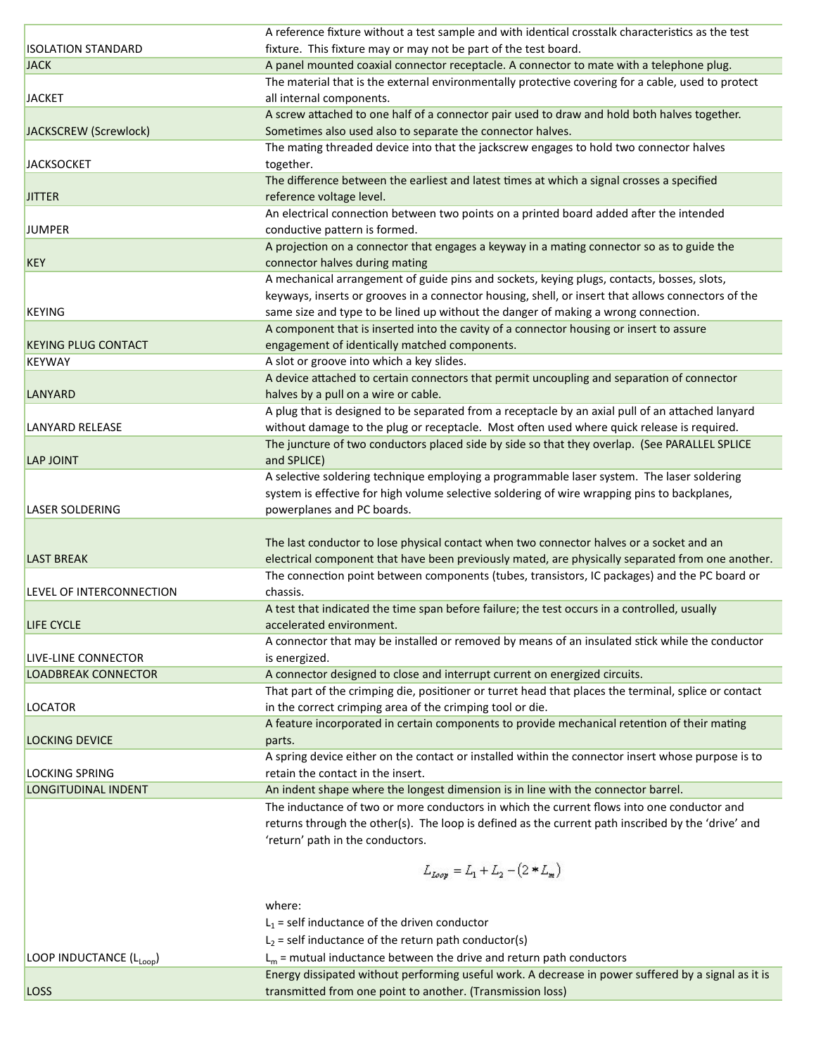| | |
|---|---|
| ISOLATION STANDARD | A reference fixture without a test sample and with identical crosstalk characteristics as the test fixture. This fixture may or may not be part of the test board. |
| JACK | A panel mounted coaxial connector receptacle. A connector to mate with a telephone plug. |
| JACKET | The material that is the external environmentally protective covering for a cable, used to protect all internal components. |
| JACKSCREW (Screwlock) | A screw attached to one half of a connector pair used to draw and hold both halves together. Sometimes also used also to separate the connector halves. |
| JACKSOCKET | The mating threaded device into that the jackscrew engages to hold two connector halves together. |
| JITTER | The difference between the earliest and latest times at which a signal crosses a specified reference voltage level. |
| JUMPER | An electrical connection between two points on a printed board added after the intended conductive pattern is formed. |
| KEY | A projection on a connector that engages a keyway in a mating connector so as to guide the connector halves during mating |
| KEYING | A mechanical arrangement of guide pins and sockets, keying plugs, contacts, bosses, slots, keyways, inserts or grooves in a connector housing, shell, or insert that allows connectors of the same size and type to be lined up without the danger of making a wrong connection. |
| KEYING PLUG CONTACT | A component that is inserted into the cavity of a connector housing or insert to assure engagement of identically matched components. |
| KEYWAY | A slot or groove into which a key slides. |
| LANYARD | A device attached to certain connectors that permit uncoupling and separation of connector halves by a pull on a wire or cable. |
| LANYARD RELEASE | A plug that is designed to be separated from a receptacle by an axial pull of an attached lanyard without damage to the plug or receptacle. Most often used where quick release is required. |
| LAP JOINT | The juncture of two conductors placed side by side so that they overlap. (See PARALLEL SPLICE and SPLICE) |
| LASER SOLDERING | A selective soldering technique employing a programmable laser system. The laser soldering system is effective for high volume selective soldering of wire wrapping pins to backplanes, powerplanes and PC boards. |
| LAST BREAK | The last conductor to lose physical contact when two connector halves or a socket and an electrical component that have been previously mated, are physically separated from one another. |
| LEVEL OF INTERCONNECTION | The connection point between components (tubes, transistors, IC packages) and the PC board or chassis. |
| LIFE CYCLE | A test that indicated the time span before failure; the test occurs in a controlled, usually accelerated environment. |
| LIVE-LINE CONNECTOR | A connector that may be installed or removed by means of an insulated stick while the conductor is energized. |
| LOADBREAK CONNECTOR | A connector designed to close and interrupt current on energized circuits. |
| LOCATOR | That part of the crimping die, positioner or turret head that places the terminal, splice or contact in the correct crimping area of the crimping tool or die. |
| LOCKING DEVICE | A feature incorporated in certain components to provide mechanical retention of their mating parts. |
| LOCKING SPRING | A spring device either on the contact or installed within the connector insert whose purpose is to retain the contact in the insert. |
| LONGITUDINAL INDENT | An indent shape where the longest dimension is in line with the connector barrel. |
| LOOP INDUCTANCE ($L_{Loop}$) | The inductance of two or more conductors in which the current flows into one conductor and returns through the other(s). The loop is defined as the current path inscribed by the 'drive' and 'return' path in the conductors. $$L_{Loop} = L_1 + L_2 - (2 * L_m)$$ where: $L_1$ = self inductance of the driven conductor $L_2$ = self inductance of the return path conductor(s) $L_m$ = mutual inductance between the drive and return path conductors |
| LOSS | Energy dissipated without performing useful work. A decrease in power suffered by a signal as it is transmitted from one point to another. (Transmission loss) |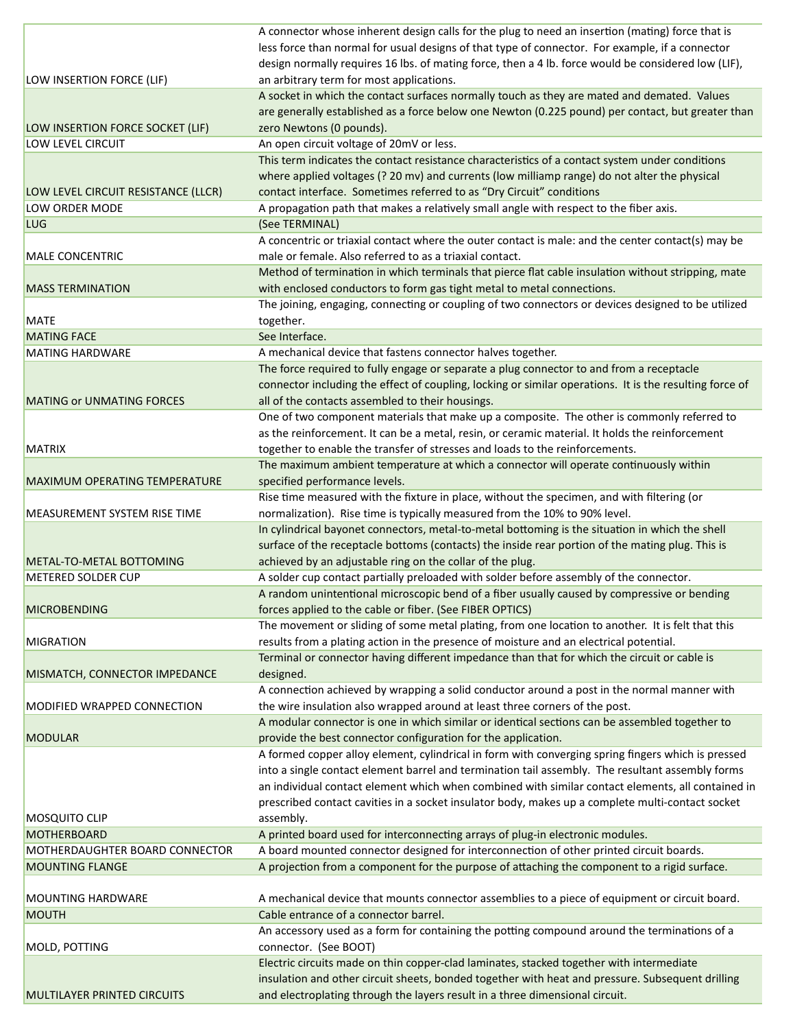| | |
|---|---|
| LOW INSERTION FORCE (LIF) | A connector whose inherent design calls for the plug to need an insertion (mating) force that is less force than normal for usual designs of that type of connector. For example, if a connector design normally requires 16 lbs. of mating force, then a 4 lb. force would be considered low (LIF), an arbitrary term for most applications. |
| LOW INSERTION FORCE SOCKET (LIF) | A socket in which the contact surfaces normally touch as they are mated and demated. Values are generally established as a force below one Newton (0.225 pound) per contact, but greater than zero Newtons (0 pounds). |
| LOW LEVEL CIRCUIT | An open circuit voltage of 20mV or less. |
| LOW LEVEL CIRCUIT RESISTANCE (LLCR) | This term indicates the contact resistance characteristics of a contact system under conditions where applied voltages (? 20 mv) and currents (low milliamp range) do not alter the physical contact interface. Sometimes referred to as "Dry Circuit" conditions |
| LOW ORDER MODE | A propagation path that makes a relatively small angle with respect to the fiber axis. |
| LUG | (See TERMINAL) |
| MALE CONCENTRIC | A concentric or triaxial contact where the outer contact is male: and the center contact(s) may be male or female. Also referred to as a triaxial contact. |
| MASS TERMINATION | Method of termination in which terminals that pierce flat cable insulation without stripping, mate with enclosed conductors to form gas tight metal to metal connections. |
| MATE | The joining, engaging, connecting or coupling of two connectors or devices designed to be utilized together. |
| MATING FACE | See Interface. |
| MATING HARDWARE | A mechanical device that fastens connector halves together. |
| MATING or UNMATING FORCES | The force required to fully engage or separate a plug connector to and from a receptacle connector including the effect of coupling, locking or similar operations. It is the resulting force of all of the contacts assembled to their housings. |
| MATRIX | One of two component materials that make up a composite. The other is commonly referred to as the reinforcement. It can be a metal, resin, or ceramic material. It holds the reinforcement together to enable the transfer of stresses and loads to the reinforcements. |
| MAXIMUM OPERATING TEMPERATURE | The maximum ambient temperature at which a connector will operate continuously within specified performance levels. |
| MEASUREMENT SYSTEM RISE TIME | Rise time measured with the fixture in place, without the specimen, and with filtering (or normalization). Rise time is typically measured from the 10% to 90% level. |
| METAL-TO-METAL BOTTOMING | In cylindrical bayonet connectors, metal-to-metal bottoming is the situation in which the shell surface of the receptacle bottoms (contacts) the inside rear portion of the mating plug. This is achieved by an adjustable ring on the collar of the plug. |
| METERED SOLDER CUP | A solder cup contact partially preloaded with solder before assembly of the connector. |
| MICROBENDING | A random unintentional microscopic bend of a fiber usually caused by compressive or bending forces applied to the cable or fiber. (See FIBER OPTICS) |
| MIGRATION | The movement or sliding of some metal plating, from one location to another. It is felt that this results from a plating action in the presence of moisture and an electrical potential. |
| MISMATCH, CONNECTOR IMPEDANCE | Terminal or connector having different impedance than that for which the circuit or cable is designed. |
| MODIFIED WRAPPED CONNECTION | A connection achieved by wrapping a solid conductor around a post in the normal manner with the wire insulation also wrapped around at least three corners of the post. |
| MODULAR | A modular connector is one in which similar or identical sections can be assembled together to provide the best connector configuration for the application. |
| MOSQUITO CLIP | A formed copper alloy element, cylindrical in form with converging spring fingers which is pressed into a single contact element barrel and termination tail assembly. The resultant assembly forms an individual contact element which when combined with similar contact elements, all contained in prescribed contact cavities in a socket insulator body, makes up a complete multi-contact socket assembly. |
| MOTHERBOARD | A printed board used for interconnecting arrays of plug-in electronic modules. |
| MOTHERDAUGHTER BOARD CONNECTOR | A board mounted connector designed for interconnection of other printed circuit boards. |
| MOUNTING FLANGE | A projection from a component for the purpose of attaching the component to a rigid surface. |
| MOUNTING HARDWARE | A mechanical device that mounts connector assemblies to a piece of equipment or circuit board. |
| MOUTH | Cable entrance of a connector barrel. |
| MOLD, POTTING | An accessory used as a form for containing the potting compound around the terminations of a connector. (See BOOT) |
| MULTILAYER PRINTED CIRCUITS | Electric circuits made on thin copper-clad laminates, stacked together with intermediate insulation and other circuit sheets, bonded together with heat and pressure. Subsequent drilling and electroplating through the layers result in a three dimensional circuit. |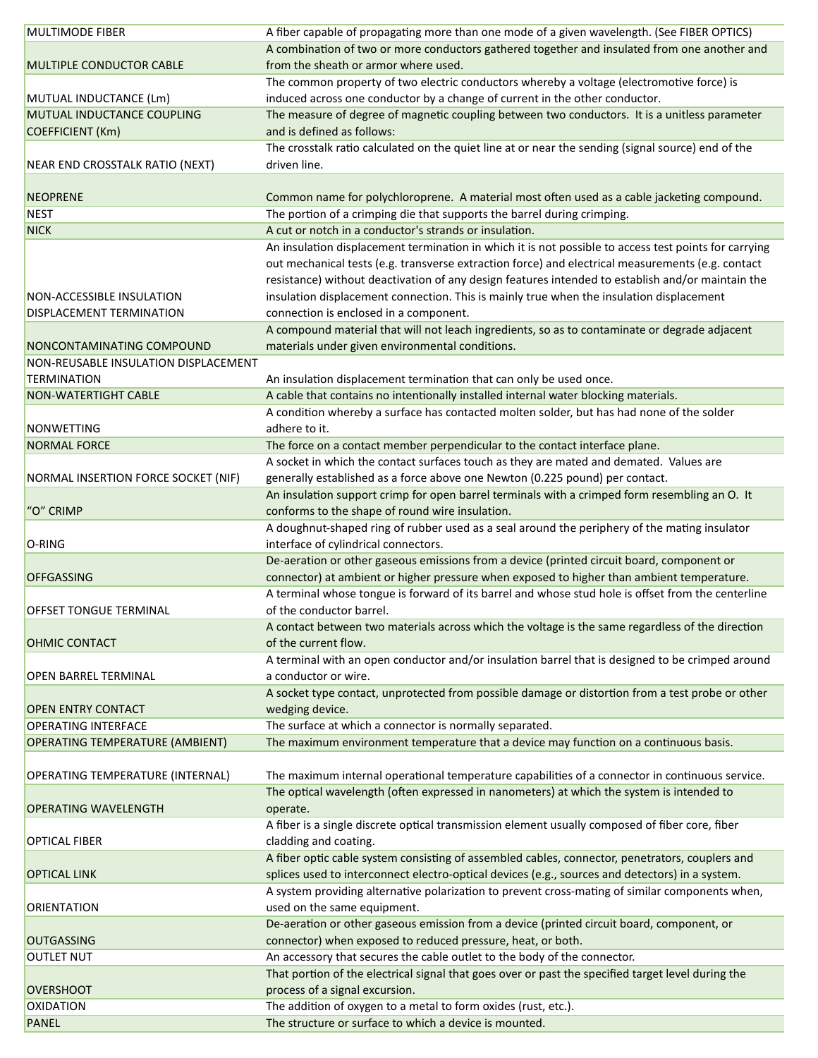| | |
|---|---|
| MULTIMODE FIBER | A fiber capable of propagating more than one mode of a given wavelength. (See FIBER OPTICS) |
| MULTIPLE CONDUCTOR CABLE | A combination of two or more conductors gathered together and insulated from one another and from the sheath or armor where used. |
| MUTUAL INDUCTANCE (Lm) | The common property of two electric conductors whereby a voltage (electromotive force) is induced across one conductor by a change of current in the other conductor. |
| MUTUAL INDUCTANCE COUPLING COEFFICIENT (Km) | The measure of degree of magnetic coupling between two conductors. It is a unitless parameter and is defined as follows: |
| NEAR END CROSSTALK RATIO (NEXT) | The crosstalk ratio calculated on the quiet line at or near the sending (signal source) end of the driven line. |
| NEOPRENE | Common name for polychloroprene. A material most often used as a cable jacketing compound. |
| NEST | The portion of a crimping die that supports the barrel during crimping. |
| NICK | A cut or notch in a conductor's strands or insulation. |
| NON-ACCESSIBLE INSULATION DISPLACEMENT TERMINATION | An insulation displacement termination in which it is not possible to access test points for carrying out mechanical tests (e.g. transverse extraction force) and electrical measurements (e.g. contact resistance) without deactivation of any design features intended to establish and/or maintain the insulation displacement connection. This is mainly true when the insulation displacement connection is enclosed in a component. |
| NONCONTAMINATING COMPOUND | A compound material that will not leach ingredients, so as to contaminate or degrade adjacent materials under given environmental conditions. |
| NON-REUSABLE INSULATION DISPLACEMENT TERMINATION | An insulation displacement termination that can only be used once. |
| NON-WATERTIGHT CABLE | A cable that contains no intentionally installed internal water blocking materials. |
| NONWETTING | A condition whereby a surface has contacted molten solder, but has had none of the solder adhere to it. |
| NORMAL FORCE | The force on a contact member perpendicular to the contact interface plane. |
| NORMAL INSERTION FORCE SOCKET (NIF) | A socket in which the contact surfaces touch as they are mated and demated. Values are generally established as a force above one Newton (0.225 pound) per contact. |
| "O" CRIMP | An insulation support crimp for open barrel terminals with a crimped form resembling an O. It conforms to the shape of round wire insulation. |
| O-RING | A doughnut-shaped ring of rubber used as a seal around the periphery of the mating insulator interface of cylindrical connectors. |
| OFFGASSING | De-aeration or other gaseous emissions from a device (printed circuit board, component or connector) at ambient or higher pressure when exposed to higher than ambient temperature. |
| OFFSET TONGUE TERMINAL | A terminal whose tongue is forward of its barrel and whose stud hole is offset from the centerline of the conductor barrel. |
| OHMIC CONTACT | A contact between two materials across which the voltage is the same regardless of the direction of the current flow. |
| OPEN BARREL TERMINAL | A terminal with an open conductor and/or insulation barrel that is designed to be crimped around a conductor or wire. |
| OPEN ENTRY CONTACT | A socket type contact, unprotected from possible damage or distortion from a test probe or other wedging device. |
| OPERATING INTERFACE | The surface at which a connector is normally separated. |
| OPERATING TEMPERATURE (AMBIENT) | The maximum environment temperature that a device may function on a continuous basis. |
| OPERATING TEMPERATURE (INTERNAL) | The maximum internal operational temperature capabilities of a connector in continuous service. |
| OPERATING WAVELENGTH | The optical wavelength (often expressed in nanometers) at which the system is intended to operate. |
| OPTICAL FIBER | A fiber is a single discrete optical transmission element usually composed of fiber core, fiber cladding and coating. |
| OPTICAL LINK | A fiber optic cable system consisting of assembled cables, connector, penetrators, couplers and splices used to interconnect electro-optical devices (e.g., sources and detectors) in a system. |
| ORIENTATION | A system providing alternative polarization to prevent cross-mating of similar components when, used on the same equipment. |
| OUTGASSING | De-aeration or other gaseous emission from a device (printed circuit board, component, or connector) when exposed to reduced pressure, heat, or both. |
| OUTLET NUT | An accessory that secures the cable outlet to the body of the connector. |
| OVERSHOOT | That portion of the electrical signal that goes over or past the specified target level during the process of a signal excursion. |
| OXIDATION | The addition of oxygen to a metal to form oxides (rust, etc.). |
| PANEL | The structure or surface to which a device is mounted. |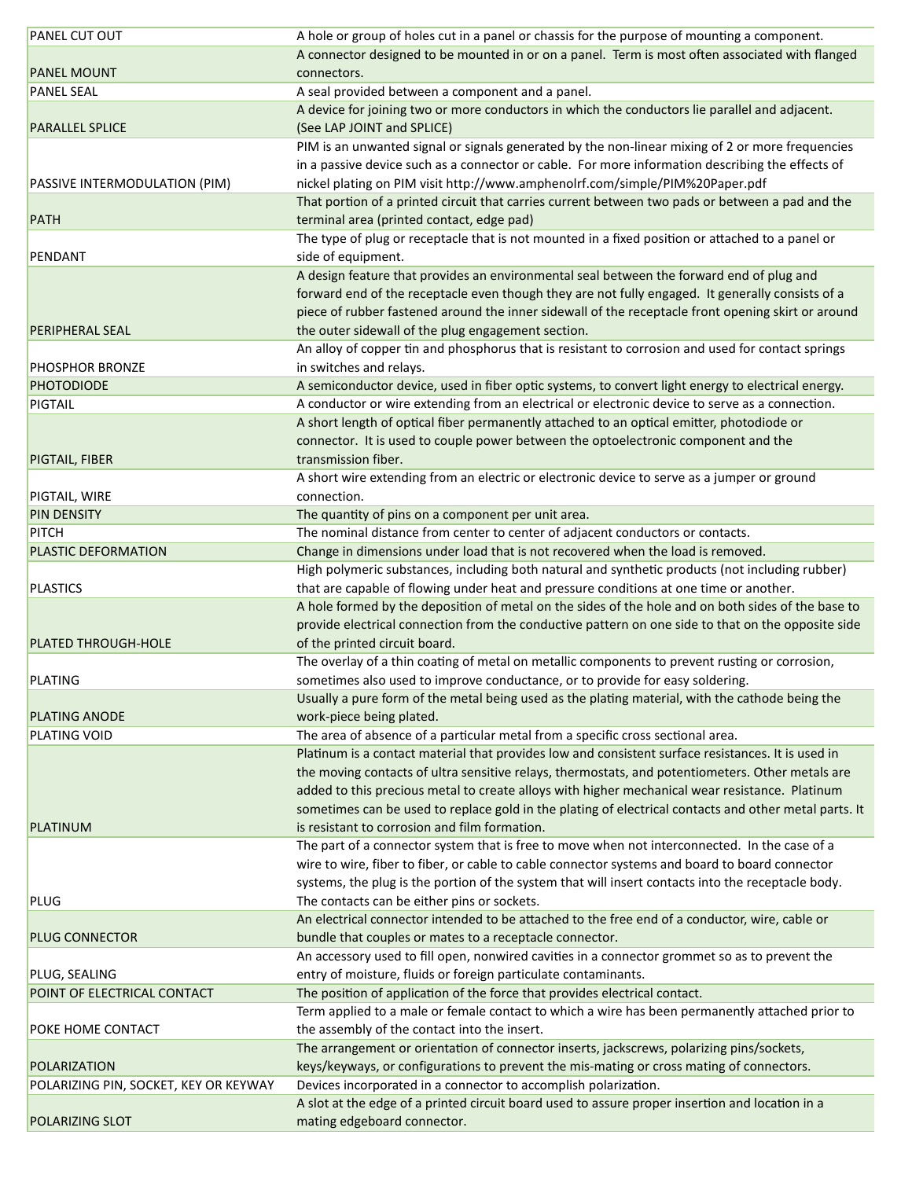| | |
|---|---|
| PANEL CUT OUT | A hole or group of holes cut in a panel or chassis for the purpose of mounting a component. |
| PANEL MOUNT | A connector designed to be mounted in or on a panel. Term is most often associated with flanged connectors. |
| PANEL SEAL | A seal provided between a component and a panel. |
| PARALLEL SPLICE | A device for joining two or more conductors in which the conductors lie parallel and adjacent. (See LAP JOINT and SPLICE) |
| PASSIVE INTERMODULATION (PIM) | PIM is an unwanted signal or signals generated by the non-linear mixing of 2 or more frequencies in a passive device such as a connector or cable. For more information describing the effects of nickel plating on PIM visit http://www.amphenolrf.com/simple/PIM%20Paper.pdf |
| PATH | That portion of a printed circuit that carries current between two pads or between a pad and the terminal area (printed contact, edge pad) |
| PENDANT | The type of plug or receptacle that is not mounted in a fixed position or attached to a panel or side of equipment. |
| PERIPHERAL SEAL | A design feature that provides an environmental seal between the forward end of plug and forward end of the receptacle even though they are not fully engaged. It generally consists of a piece of rubber fastened around the inner sidewall of the receptacle front opening skirt or around the outer sidewall of the plug engagement section. |
| PHOSPHOR BRONZE | An alloy of copper tin and phosphorus that is resistant to corrosion and used for contact springs in switches and relays. |
| PHOTODIODE | A semiconductor device, used in fiber optic systems, to convert light energy to electrical energy. |
| PIGTAIL | A conductor or wire extending from an electrical or electronic device to serve as a connection. |
| PIGTAIL, FIBER | A short length of optical fiber permanently attached to an optical emitter, photodiode or connector. It is used to couple power between the optoelectronic component and the transmission fiber. |
| PIGTAIL, WIRE | A short wire extending from an electric or electronic device to serve as a jumper or ground connection. |
| PIN DENSITY | The quantity of pins on a component per unit area. |
| PITCH | The nominal distance from center to center of adjacent conductors or contacts. |
| PLASTIC DEFORMATION | Change in dimensions under load that is not recovered when the load is removed. |
| PLASTICS | High polymeric substances, including both natural and synthetic products (not including rubber) that are capable of flowing under heat and pressure conditions at one time or another. |
| PLATED THROUGH-HOLE | A hole formed by the deposition of metal on the sides of the hole and on both sides of the base to provide electrical connection from the conductive pattern on one side to that on the opposite side of the printed circuit board. |
| PLATING | The overlay of a thin coating of metal on metallic components to prevent rusting or corrosion, sometimes also used to improve conductance, or to provide for easy soldering. |
| PLATING ANODE | Usually a pure form of the metal being used as the plating material, with the cathode being the work-piece being plated. |
| PLATING VOID | The area of absence of a particular metal from a specific cross sectional area. |
| PLATINUM | Platinum is a contact material that provides low and consistent surface resistances. It is used in the moving contacts of ultra sensitive relays, thermostats, and potentiometers. Other metals are added to this precious metal to create alloys with higher mechanical wear resistance. Platinum sometimes can be used to replace gold in the plating of electrical contacts and other metal parts. It is resistant to corrosion and film formation. |
| PLUG | The part of a connector system that is free to move when not interconnected. In the case of a wire to wire, fiber to fiber, or cable to cable connector systems and board to board connector systems, the plug is the portion of the system that will insert contacts into the receptacle body. The contacts can be either pins or sockets. |
| PLUG CONNECTOR | An electrical connector intended to be attached to the free end of a conductor, wire, cable or bundle that couples or mates to a receptacle connector. |
| PLUG, SEALING | An accessory used to fill open, nonwired cavities in a connector grommet so as to prevent the entry of moisture, fluids or foreign particulate contaminants. |
| POINT OF ELECTRICAL CONTACT | The position of application of the force that provides electrical contact. |
| POKE HOME CONTACT | Term applied to a male or female contact to which a wire has been permanently attached prior to the assembly of the contact into the insert. |
| POLARIZATION | The arrangement or orientation of connector inserts, jackscrews, polarizing pins/sockets, keys/keyways, or configurations to prevent the mis-mating or cross mating of connectors. |
| POLARIZING PIN, SOCKET, KEY OR KEYWAY | Devices incorporated in a connector to accomplish polarization. |
| POLARIZING SLOT | A slot at the edge of a printed circuit board used to assure proper insertion and location in a mating edgeboard connector. |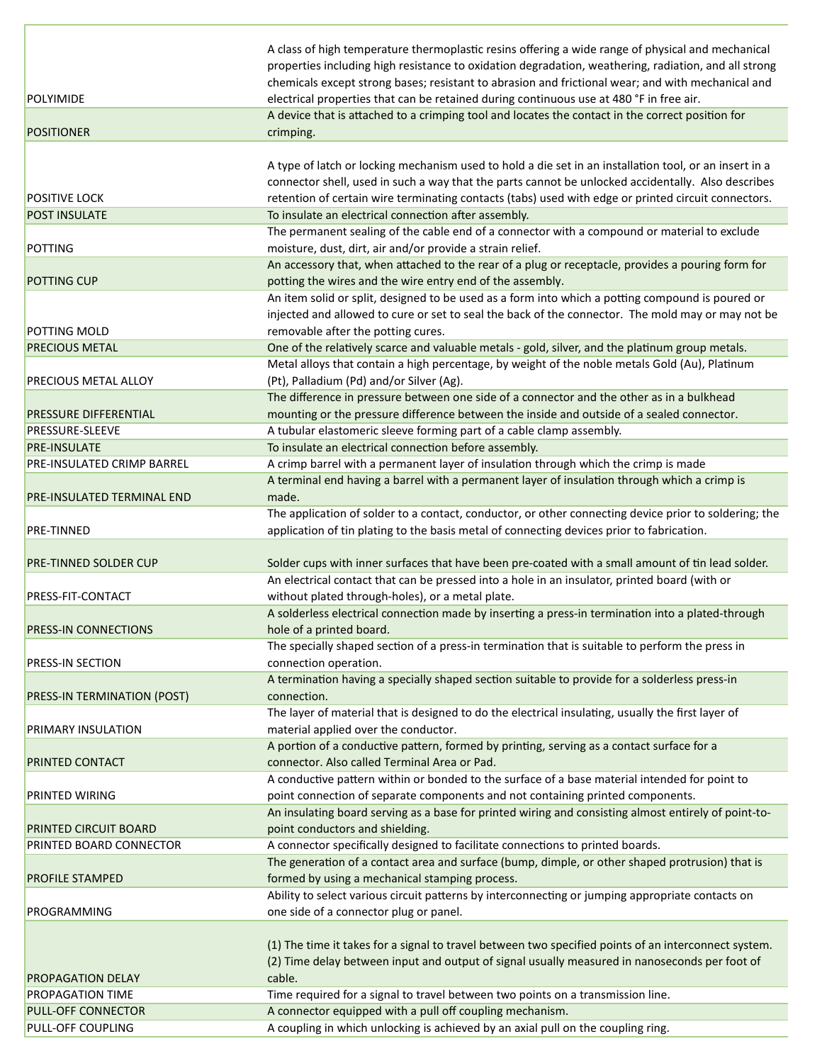| | |
|---|---|
| POLYIMIDE | A class of high temperature thermoplastic resins offering a wide range of physical and mechanical properties including high resistance to oxidation degradation, weathering, radiation, and all strong chemicals except strong bases; resistant to abrasion and frictional wear; and with mechanical and electrical properties that can be retained during continuous use at 480 °F in free air. |
| POSITIONER | A device that is attached to a crimping tool and locates the contact in the correct position for crimping. |
| POSITIVE LOCK | A type of latch or locking mechanism used to hold a die set in an installation tool, or an insert in a connector shell, used in such a way that the parts cannot be unlocked accidentally. Also describes retention of certain wire terminating contacts (tabs) used with edge or printed circuit connectors. |
| POST INSULATE | To insulate an electrical connection after assembly. |
| POTTING | The permanent sealing of the cable end of a connector with a compound or material to exclude moisture, dust, dirt, air and/or provide a strain relief. |
| POTTING CUP | An accessory that, when attached to the rear of a plug or receptacle, provides a pouring form for potting the wires and the wire entry end of the assembly. |
| POTTING MOLD | An item solid or split, designed to be used as a form into which a potting compound is poured or injected and allowed to cure or set to seal the back of the connector. The mold may or may not be removable after the potting cures. |
| PRECIOUS METAL | One of the relatively scarce and valuable metals - gold, silver, and the platinum group metals. |
| PRECIOUS METAL ALLOY | Metal alloys that contain a high percentage, by weight of the noble metals Gold (Au), Platinum (Pt), Palladium (Pd) and/or Silver (Ag). |
| PRESSURE DIFFERENTIAL | The difference in pressure between one side of a connector and the other as in a bulkhead mounting or the pressure difference between the inside and outside of a sealed connector. |
| PRESSURE-SLEEVE | A tubular elastomeric sleeve forming part of a cable clamp assembly. |
| PRE-INSULATE | To insulate an electrical connection before assembly. |
| PRE-INSULATED CRIMP BARREL | A crimp barrel with a permanent layer of insulation through which the crimp is made |
| PRE-INSULATED TERMINAL END | A terminal end having a barrel with a permanent layer of insulation through which a crimp is made. |
| PRE-TINNED | The application of solder to a contact, conductor, or other connecting device prior to soldering; the application of tin plating to the basis metal of connecting devices prior to fabrication. |
| PRE-TINNED SOLDER CUP | Solder cups with inner surfaces that have been pre-coated with a small amount of tin lead solder. |
| PRESS-FIT-CONTACT | An electrical contact that can be pressed into a hole in an insulator, printed board (with or without plated through-holes), or a metal plate. |
| PRESS-IN CONNECTIONS | A solderless electrical connection made by inserting a press-in termination into a plated-through hole of a printed board. |
| PRESS-IN SECTION | The specially shaped section of a press-in termination that is suitable to perform the press in connection operation. |
| PRESS-IN TERMINATION (POST) | A termination having a specially shaped section suitable to provide for a solderless press-in connection. |
| PRIMARY INSULATION | The layer of material that is designed to do the electrical insulating, usually the first layer of material applied over the conductor. |
| PRINTED CONTACT | A portion of a conductive pattern, formed by printing, serving as a contact surface for a connector. Also called Terminal Area or Pad. |
| PRINTED WIRING | A conductive pattern within or bonded to the surface of a base material intended for point to point connection of separate components and not containing printed components. |
| PRINTED CIRCUIT BOARD | An insulating board serving as a base for printed wiring and consisting almost entirely of point-to-point conductors and shielding. |
| PRINTED BOARD CONNECTOR | A connector specifically designed to facilitate connections to printed boards. |
| PROFILE STAMPED | The generation of a contact area and surface (bump, dimple, or other shaped protrusion) that is formed by using a mechanical stamping process. |
| PROGRAMMING | Ability to select various circuit patterns by interconnecting or jumping appropriate contacts on one side of a connector plug or panel. |
| PROPAGATION DELAY | (1) The time it takes for a signal to travel between two specified points of an interconnect system. (2) Time delay between input and output of signal usually measured in nanoseconds per foot of cable. |
| PROPAGATION TIME | Time required for a signal to travel between two points on a transmission line. |
| PULL-OFF CONNECTOR | A connector equipped with a pull off coupling mechanism. |
| PULL-OFF COUPLING | A coupling in which unlocking is achieved by an axial pull on the coupling ring. |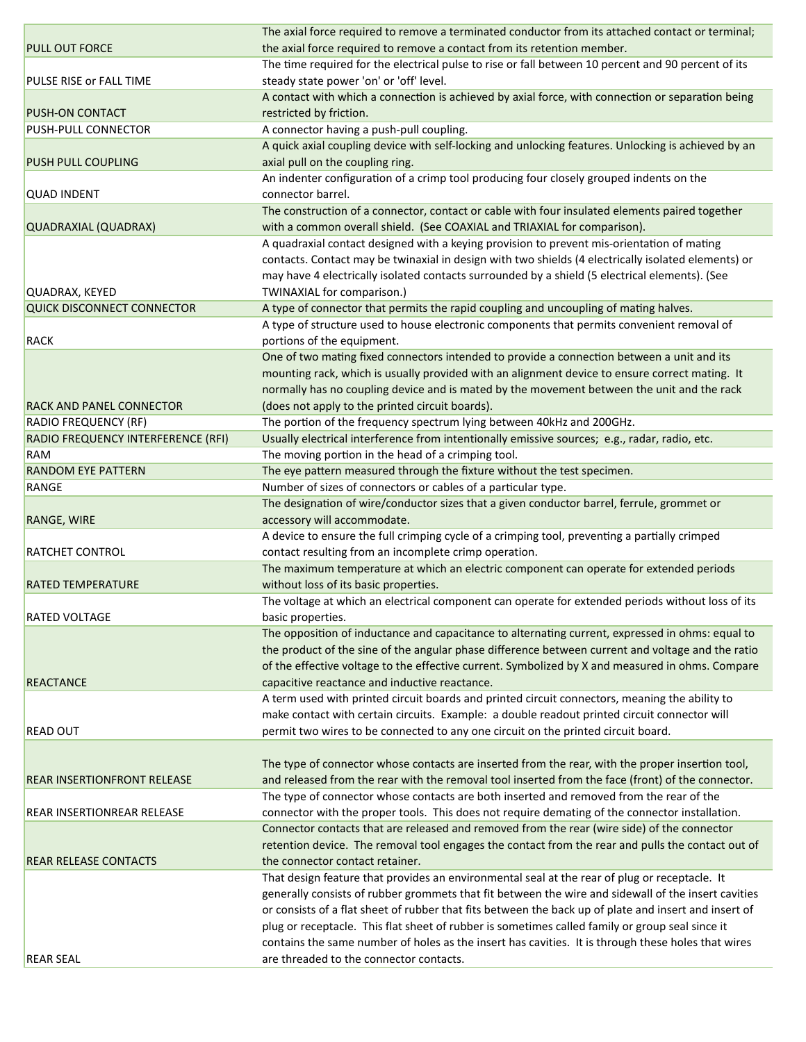| | |
|---|---|
| PULL OUT FORCE | The axial force required to remove a terminated conductor from its attached contact or terminal; the axial force required to remove a contact from its retention member. |
| PULSE RISE or FALL TIME | The time required for the electrical pulse to rise or fall between 10 percent and 90 percent of its steady state power 'on' or 'off' level. |
| PUSH-ON CONTACT | A contact with which a connection is achieved by axial force, with connection or separation being restricted by friction. |
| PUSH-PULL CONNECTOR | A connector having a push-pull coupling. |
| PUSH PULL COUPLING | A quick axial coupling device with self-locking and unlocking features. Unlocking is achieved by an axial pull on the coupling ring. |
| QUAD INDENT | An indenter configuration of a crimp tool producing four closely grouped indents on the connector barrel. |
| QUADRAXIAL (QUADRAX) | The construction of a connector, contact or cable with four insulated elements paired together with a common overall shield. (See COAXIAL and TRIAXIAL for comparison). |
| QUADRAX, KEYED | A quadraxial contact designed with a keying provision to prevent mis-orientation of mating contacts. Contact may be twinaxial in design with two shields (4 electrically isolated elements) or may have 4 electrically isolated contacts surrounded by a shield (5 electrical elements). (See TWINAXIAL for comparison.) |
| QUICK DISCONNECT CONNECTOR | A type of connector that permits the rapid coupling and uncoupling of mating halves. |
| RACK | A type of structure used to house electronic components that permits convenient removal of portions of the equipment. |
| RACK AND PANEL CONNECTOR | One of two mating fixed connectors intended to provide a connection between a unit and its mounting rack, which is usually provided with an alignment device to ensure correct mating. It normally has no coupling device and is mated by the movement between the unit and the rack (does not apply to the printed circuit boards). |
| RADIO FREQUENCY (RF) | The portion of the frequency spectrum lying between 40kHz and 200GHz. |
| RADIO FREQUENCY INTERFERENCE (RFI) | Usually electrical interference from intentionally emissive sources; e.g., radar, radio, etc. |
| RAM | The moving portion in the head of a crimping tool. |
| RANDOM EYE PATTERN | The eye pattern measured through the fixture without the test specimen. |
| RANGE | Number of sizes of connectors or cables of a particular type. |
| RANGE, WIRE | The designation of wire/conductor sizes that a given conductor barrel, ferrule, grommet or accessory will accommodate. |
| RATCHET CONTROL | A device to ensure the full crimping cycle of a crimping tool, preventing a partially crimped contact resulting from an incomplete crimp operation. |
| RATED TEMPERATURE | The maximum temperature at which an electric component can operate for extended periods without loss of its basic properties. |
| RATED VOLTAGE | The voltage at which an electrical component can operate for extended periods without loss of its basic properties. |
| REACTANCE | The opposition of inductance and capacitance to alternating current, expressed in ohms: equal to the product of the sine of the angular phase difference between current and voltage and the ratio of the effective voltage to the effective current. Symbolized by X and measured in ohms. Compare capacitive reactance and inductive reactance. |
| READ OUT | A term used with printed circuit boards and printed circuit connectors, meaning the ability to make contact with certain circuits. Example: a double readout printed circuit connector will permit two wires to be connected to any one circuit on the printed circuit board. |
| REAR INSERTIONFRONT RELEASE | The type of connector whose contacts are inserted from the rear, with the proper insertion tool, and released from the rear with the removal tool inserted from the face (front) of the connector. |
| REAR INSERTIONREAR RELEASE | The type of connector whose contacts are both inserted and removed from the rear of the connector with the proper tools. This does not require demating of the connector installation. |
| REAR RELEASE CONTACTS | Connector contacts that are released and removed from the rear (wire side) of the connector retention device. The removal tool engages the contact from the rear and pulls the contact out of the connector contact retainer. |
| REAR SEAL | That design feature that provides an environmental seal at the rear of plug or receptacle. It generally consists of rubber grommets that fit between the wire and sidewall of the insert cavities or consists of a flat sheet of rubber that fits between the back up of plate and insert and insert of plug or receptacle. This flat sheet of rubber is sometimes called family or group seal since it contains the same number of holes as the insert has cavities. It is through these holes that wires are threaded to the connector contacts. |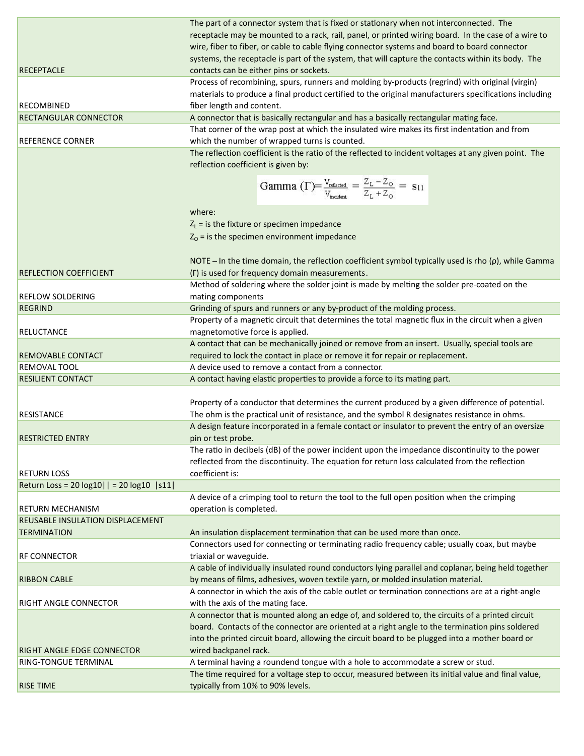| | |
|---|---|
| RECEPTACLE | The part of a connector system that is fixed or stationary when not interconnected. The receptacle may be mounted to a rack, rail, panel, or printed wiring board. In the case of a wire to wire, fiber to fiber, or cable to cable flying connector systems and board to board connector systems, the receptacle is part of the system, that will capture the contacts within its body. The contacts can be either pins or sockets. |
| RECOMBINED | Process of recombining, spurs, runners and molding by-products (regrind) with original (virgin) materials to produce a final product certified to the original manufacturers specifications including fiber length and content. |
| RECTANGULAR CONNECTOR | A connector that is basically rectangular and has a basically rectangular mating face. |
| REFERENCE CORNER | That corner of the wrap post at which the insulated wire makes its first indentation and from which the number of wrapped turns is counted. |
| REFLECTION COEFFICIENT | The reflection coefficient is the ratio of the reflected to incident voltages at any given point. The reflection coefficient is given by: $$\text{Gamma } (\Gamma) = \frac{V_{\text{reflected}}}{V_{\text{incident}}} = \frac{Z_L - Z_O}{Z_L + Z_O} = s_{11}$$ where: $Z_L$ = is the fixture or specimen impedance $Z_O$ = is the specimen environment impedance NOTE – In the time domain, the reflection coefficient symbol typically used is rho (ρ), while Gamma (Γ) is used for frequency domain measurements. |
| REFLOW SOLDERING | Method of soldering where the solder joint is made by melting the solder pre-coated on the mating components |
| REGRIND | Grinding of spurs and runners or any by-product of the molding process. |
| RELUCTANCE | Property of a magnetic circuit that determines the total magnetic flux in the circuit when a given magnetomotive force is applied. |
| REMOVABLE CONTACT | A contact that can be mechanically joined or remove from an insert. Usually, special tools are required to lock the contact in place or remove it for repair or replacement. |
| REMOVAL TOOL | A device used to remove a contact from a connector. |
| RESILIENT CONTACT | A contact having elastic properties to provide a force to its mating part. |
| RESISTANCE | Property of a conductor that determines the current produced by a given difference of potential. The ohm is the practical unit of resistance, and the symbol R designates resistance in ohms. |
| RESTRICTED ENTRY | A design feature incorporated in a female contact or insulator to prevent the entry of an oversize pin or test probe. |
| RETURN LOSS | The ratio in decibels (dB) of the power incident upon the impedance discontinuity to the power reflected from the discontinuity. The equation for return loss calculated from the reflection coefficient is: |
| Return Loss = 20 log10\|\| = 20 log10 \|s11\| | |
| RETURN MECHANISM | A device of a crimping tool to return the tool to the full open position when the crimping operation is completed. |
| REUSABLE INSULATION DISPLACEMENT TERMINATION | An insulation displacement termination that can be used more than once. |
| RF CONNECTOR | Connectors used for connecting or terminating radio frequency cable; usually coax, but maybe triaxial or waveguide. |
| RIBBON CABLE | A cable of individually insulated round conductors lying parallel and coplanar, being held together by means of films, adhesives, woven textile yarn, or molded insulation material. |
| RIGHT ANGLE CONNECTOR | A connector in which the axis of the cable outlet or termination connections are at a right-angle with the axis of the mating face. |
| RIGHT ANGLE EDGE CONNECTOR | A connector that is mounted along an edge of, and soldered to, the circuits of a printed circuit board. Contacts of the connector are oriented at a right angle to the termination pins soldered into the printed circuit board, allowing the circuit board to be plugged into a mother board or wired backpanel rack. |
| RING-TONGUE TERMINAL | A terminal having a roundend tongue with a hole to accommodate a screw or stud. |
| RISE TIME | The time required for a voltage step to occur, measured between its initial value and final value, typically from 10% to 90% levels. |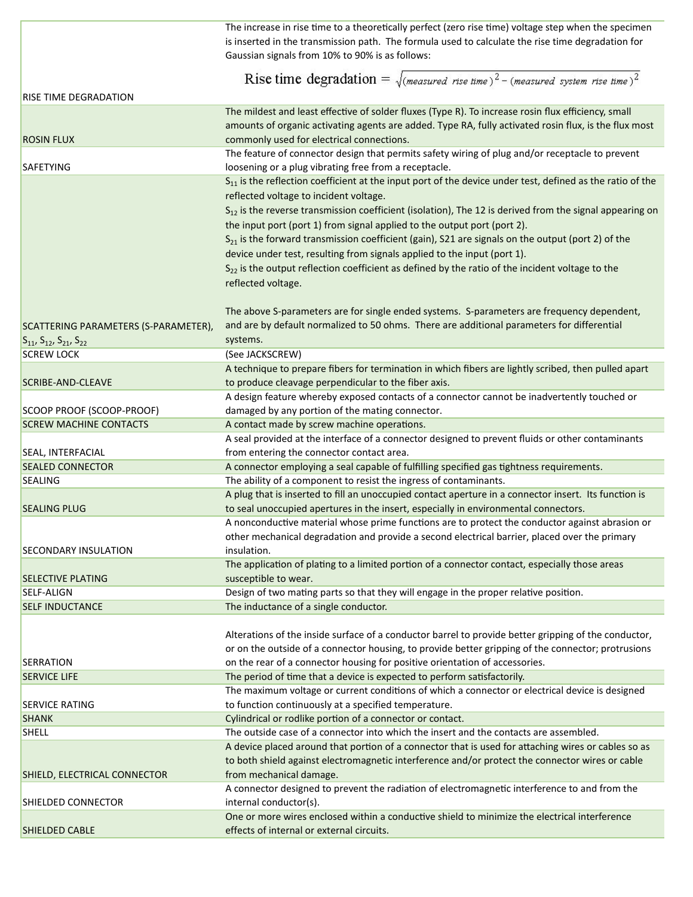| | |
|---|---|
| RISE TIME DEGRADATION | The increase in rise time to a theoretically perfect (zero rise time) voltage step when the specimen is inserted in the transmission path. The formula used to calculate the rise time degradation for Gaussian signals from 10% to 90% is as follows: $$\text{Rise time degradation} = \sqrt{(measured\ rise\ time)^2 - (measured\ system\ rise\ time)^2}$$ |
| ROSIN FLUX | The mildest and least effective of solder fluxes (Type R). To increase rosin flux efficiency, small amounts of organic activating agents are added. Type RA, fully activated rosin flux, is the flux most commonly used for electrical connections. |
| SAFETYING | The feature of connector design that permits safety wiring of plug and/or receptacle to prevent loosening or a plug vibrating free from a receptacle. |
| SCATTERING PARAMETERS (S-PARAMETER), $S_{11}$, $S_{12}$, $S_{21}$, $S_{22}$ | $S_{11}$ is the reflection coefficient at the input port of the device under test, defined as the ratio of the reflected voltage to incident voltage. $S_{12}$ is the reverse transmission coefficient (isolation), The 12 is derived from the signal appearing on the input port (port 1) from signal applied to the output port (port 2). $S_{21}$ is the forward transmission coefficient (gain), S21 are signals on the output (port 2) of the device under test, resulting from signals applied to the input (port 1). $S_{22}$ is the output reflection coefficient as defined by the ratio of the incident voltage to the reflected voltage. The above S-parameters are for single ended systems. S-parameters are frequency dependent, and are by default normalized to 50 ohms. There are additional parameters for differential systems. |
| SCREW LOCK | (See JACKSCREW) |
| SCRIBE-AND-CLEAVE | A technique to prepare fibers for termination in which fibers are lightly scribed, then pulled apart to produce cleavage perpendicular to the fiber axis. |
| SCOOP PROOF (SCOOP-PROOF) | A design feature whereby exposed contacts of a connector cannot be inadvertently touched or damaged by any portion of the mating connector. |
| SCREW MACHINE CONTACTS | A contact made by screw machine operations. |
| SEAL, INTERFACIAL | A seal provided at the interface of a connector designed to prevent fluids or other contaminants from entering the connector contact area. |
| SEALED CONNECTOR | A connector employing a seal capable of fulfilling specified gas tightness requirements. |
| SEALING | The ability of a component to resist the ingress of contaminants. |
| SEALING PLUG | A plug that is inserted to fill an unoccupied contact aperture in a connector insert. Its function is to seal unoccupied apertures in the insert, especially in environmental connectors. |
| SECONDARY INSULATION | A nonconductive material whose prime functions are to protect the conductor against abrasion or other mechanical degradation and provide a second electrical barrier, placed over the primary insulation. |
| SELECTIVE PLATING | The application of plating to a limited portion of a connector contact, especially those areas susceptible to wear. |
| SELF-ALIGN | Design of two mating parts so that they will engage in the proper relative position. |
| SELF INDUCTANCE | The inductance of a single conductor. |
| SERRATION | Alterations of the inside surface of a conductor barrel to provide better gripping of the conductor, or on the outside of a connector housing, to provide better gripping of the connector; protrusions on the rear of a connector housing for positive orientation of accessories. |
| SERVICE LIFE | The period of time that a device is expected to perform satisfactorily. |
| SERVICE RATING | The maximum voltage or current conditions of which a connector or electrical device is designed to function continuously at a specified temperature. |
| SHANK | Cylindrical or rodlike portion of a connector or contact. |
| SHELL | The outside case of a connector into which the insert and the contacts are assembled. |
| SHIELD, ELECTRICAL CONNECTOR | A device placed around that portion of a connector that is used for attaching wires or cables so as to both shield against electromagnetic interference and/or protect the connector wires or cable from mechanical damage. |
| SHIELDED CONNECTOR | A connector designed to prevent the radiation of electromagnetic interference to and from the internal conductor(s). |
| SHIELDED CABLE | One or more wires enclosed within a conductive shield to minimize the electrical interference effects of internal or external circuits. |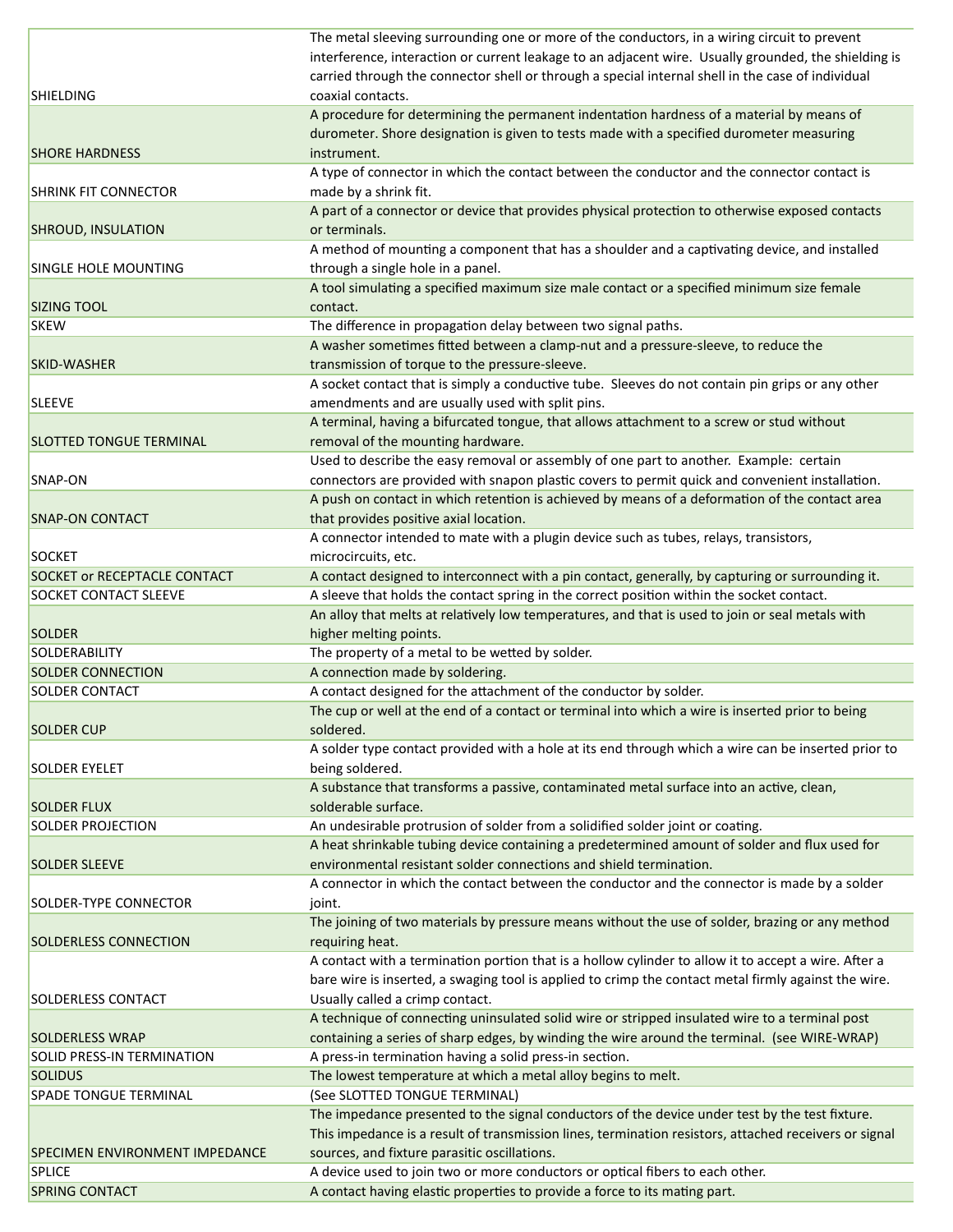| | |
|---|---|
| SHIELDING | The metal sleeving surrounding one or more of the conductors, in a wiring circuit to prevent interference, interaction or current leakage to an adjacent wire. Usually grounded, the shielding is carried through the connector shell or through a special internal shell in the case of individual coaxial contacts. |
| SHORE HARDNESS | A procedure for determining the permanent indentation hardness of a material by means of durometer. Shore designation is given to tests made with a specified durometer measuring instrument. |
| SHRINK FIT CONNECTOR | A type of connector in which the contact between the conductor and the connector contact is made by a shrink fit. |
| SHROUD, INSULATION | A part of a connector or device that provides physical protection to otherwise exposed contacts or terminals. |
| SINGLE HOLE MOUNTING | A method of mounting a component that has a shoulder and a captivating device, and installed through a single hole in a panel. |
| SIZING TOOL | A tool simulating a specified maximum size male contact or a specified minimum size female contact. |
| SKEW | The difference in propagation delay between two signal paths. |
| SKID-WASHER | A washer sometimes fitted between a clamp-nut and a pressure-sleeve, to reduce the transmission of torque to the pressure-sleeve. |
| SLEEVE | A socket contact that is simply a conductive tube. Sleeves do not contain pin grips or any other amendments and are usually used with split pins. |
| SLOTTED TONGUE TERMINAL | A terminal, having a bifurcated tongue, that allows attachment to a screw or stud without removal of the mounting hardware. |
| SNAP-ON | Used to describe the easy removal or assembly of one part to another. Example: certain connectors are provided with snapon plastic covers to permit quick and convenient installation. |
| SNAP-ON CONTACT | A push on contact in which retention is achieved by means of a deformation of the contact area that provides positive axial location. |
| SOCKET | A connector intended to mate with a plugin device such as tubes, relays, transistors, microcircuits, etc. |
| SOCKET or RECEPTACLE CONTACT | A contact designed to interconnect with a pin contact, generally, by capturing or surrounding it. |
| SOCKET CONTACT SLEEVE | A sleeve that holds the contact spring in the correct position within the socket contact. |
| SOLDER | An alloy that melts at relatively low temperatures, and that is used to join or seal metals with higher melting points. |
| SOLDERABILITY | The property of a metal to be wetted by solder. |
| SOLDER CONNECTION | A connection made by soldering. |
| SOLDER CONTACT | A contact designed for the attachment of the conductor by solder. |
| SOLDER CUP | The cup or well at the end of a contact or terminal into which a wire is inserted prior to being soldered. |
| SOLDER EYELET | A solder type contact provided with a hole at its end through which a wire can be inserted prior to being soldered. |
| SOLDER FLUX | A substance that transforms a passive, contaminated metal surface into an active, clean, solderable surface. |
| SOLDER PROJECTION | An undesirable protrusion of solder from a solidified solder joint or coating. |
| SOLDER SLEEVE | A heat shrinkable tubing device containing a predetermined amount of solder and flux used for environmental resistant solder connections and shield termination. |
| SOLDER-TYPE CONNECTOR | A connector in which the contact between the conductor and the connector is made by a solder joint. |
| SOLDERLESS CONNECTION | The joining of two materials by pressure means without the use of solder, brazing or any method requiring heat. |
| SOLDERLESS CONTACT | A contact with a termination portion that is a hollow cylinder to allow it to accept a wire. After a bare wire is inserted, a swaging tool is applied to crimp the contact metal firmly against the wire. Usually called a crimp contact. |
| SOLDERLESS WRAP | A technique of connecting uninsulated solid wire or stripped insulated wire to a terminal post containing a series of sharp edges, by winding the wire around the terminal. (see WIRE-WRAP) |
| SOLID PRESS-IN TERMINATION | A press-in termination having a solid press-in section. |
| SOLIDUS | The lowest temperature at which a metal alloy begins to melt. |
| SPADE TONGUE TERMINAL | (See SLOTTED TONGUE TERMINAL) |
| SPECIMEN ENVIRONMENT IMPEDANCE | The impedance presented to the signal conductors of the device under test by the test fixture. This impedance is a result of transmission lines, termination resistors, attached receivers or signal sources, and fixture parasitic oscillations. |
| SPLICE | A device used to join two or more conductors or optical fibers to each other. |
| SPRING CONTACT | A contact having elastic properties to provide a force to its mating part. |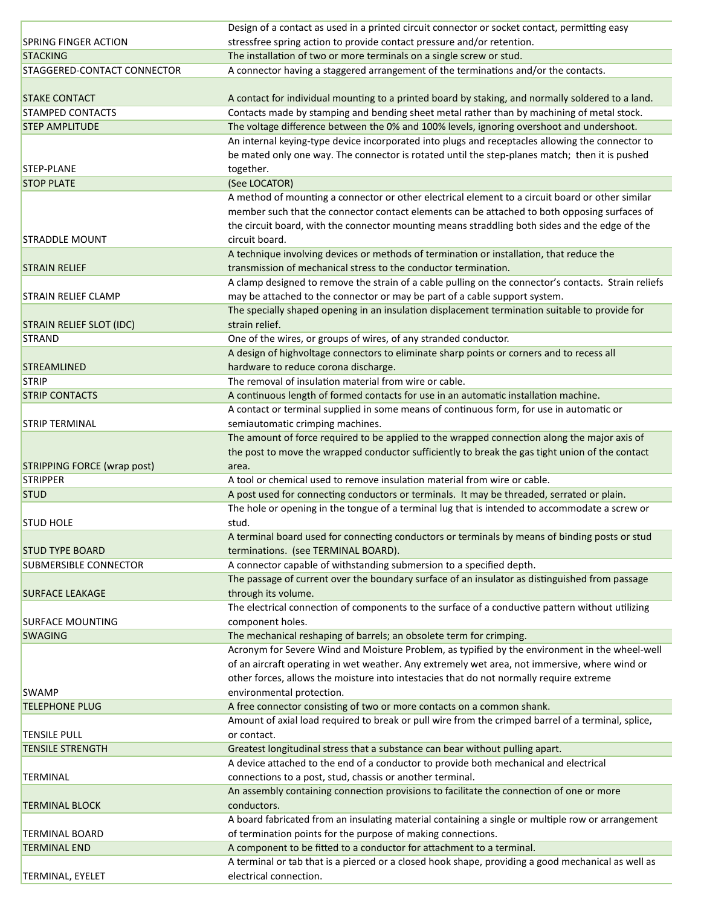| | |
|---|---|
| SPRING FINGER ACTION | Design of a contact as used in a printed circuit connector or socket contact, permitting easy stressfree spring action to provide contact pressure and/or retention. |
| STACKING | The installation of two or more terminals on a single screw or stud. |
| STAGGERED-CONTACT CONNECTOR | A connector having a staggered arrangement of the terminations and/or the contacts. |
| STAKE CONTACT | A contact for individual mounting to a printed board by staking, and normally soldered to a land. |
| STAMPED CONTACTS | Contacts made by stamping and bending sheet metal rather than by machining of metal stock. |
| STEP AMPLITUDE | The voltage difference between the 0% and 100% levels, ignoring overshoot and undershoot. |
| STEP-PLANE | An internal keying-type device incorporated into plugs and receptacles allowing the connector to be mated only one way. The connector is rotated until the step-planes match; then it is pushed together. |
| STOP PLATE | (See LOCATOR) |
| STRADDLE MOUNT | A method of mounting a connector or other electrical element to a circuit board or other similar member such that the connector contact elements can be attached to both opposing surfaces of the circuit board, with the connector mounting means straddling both sides and the edge of the circuit board. |
| STRAIN RELIEF | A technique involving devices or methods of termination or installation, that reduce the transmission of mechanical stress to the conductor termination. |
| STRAIN RELIEF CLAMP | A clamp designed to remove the strain of a cable pulling on the connector's contacts. Strain reliefs may be attached to the connector or may be part of a cable support system. |
| STRAIN RELIEF SLOT (IDC) | The specially shaped opening in an insulation displacement termination suitable to provide for strain relief. |
| STRAND | One of the wires, or groups of wires, of any stranded conductor. |
| STREAMLINED | A design of highvoltage connectors to eliminate sharp points or corners and to recess all hardware to reduce corona discharge. |
| STRIP | The removal of insulation material from wire or cable. |
| STRIP CONTACTS | A continuous length of formed contacts for use in an automatic installation machine. |
| STRIP TERMINAL | A contact or terminal supplied in some means of continuous form, for use in automatic or semiautomatic crimping machines. |
| STRIPPING FORCE (wrap post) | The amount of force required to be applied to the wrapped connection along the major axis of the post to move the wrapped conductor sufficiently to break the gas tight union of the contact area. |
| STRIPPER | A tool or chemical used to remove insulation material from wire or cable. |
| STUD | A post used for connecting conductors or terminals. It may be threaded, serrated or plain. |
| STUD HOLE | The hole or opening in the tongue of a terminal lug that is intended to accommodate a screw or stud. |
| STUD TYPE BOARD | A terminal board used for connecting conductors or terminals by means of binding posts or stud terminations. (see TERMINAL BOARD). |
| SUBMERSIBLE CONNECTOR | A connector capable of withstanding submersion to a specified depth. |
| SURFACE LEAKAGE | The passage of current over the boundary surface of an insulator as distinguished from passage through its volume. |
| SURFACE MOUNTING | The electrical connection of components to the surface of a conductive pattern without utilizing component holes. |
| SWAGING | The mechanical reshaping of barrels; an obsolete term for crimping. |
| SWAMP | Acronym for Severe Wind and Moisture Problem, as typified by the environment in the wheel-well of an aircraft operating in wet weather. Any extremely wet area, not immersive, where wind or other forces, allows the moisture into intestacies that do not normally require extreme environmental protection. |
| TELEPHONE PLUG | A free connector consisting of two or more contacts on a common shank. |
| TENSILE PULL | Amount of axial load required to break or pull wire from the crimped barrel of a terminal, splice, or contact. |
| TENSILE STRENGTH | Greatest longitudinal stress that a substance can bear without pulling apart. |
| TERMINAL | A device attached to the end of a conductor to provide both mechanical and electrical connections to a post, stud, chassis or another terminal. |
| TERMINAL BLOCK | An assembly containing connection provisions to facilitate the connection of one or more conductors. |
| TERMINAL BOARD | A board fabricated from an insulating material containing a single or multiple row or arrangement of termination points for the purpose of making connections. |
| TERMINAL END | A component to be fitted to a conductor for attachment to a terminal. |
| TERMINAL, EYELET | A terminal or tab that is a pierced or a closed hook shape, providing a good mechanical as well as electrical connection. |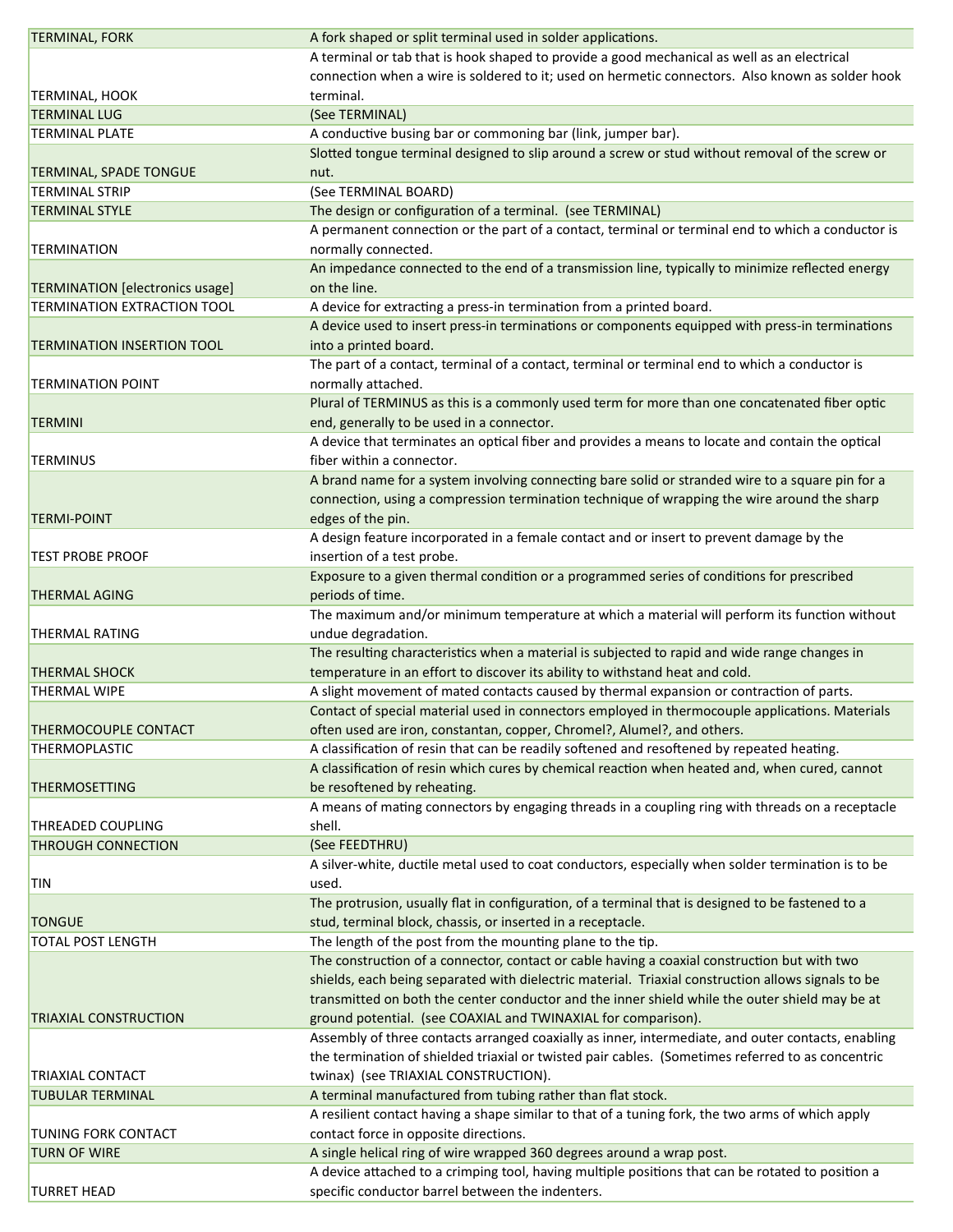| | |
|---|---|
| TERMINAL, FORK | A fork shaped or split terminal used in solder applications. |
| TERMINAL, HOOK | A terminal or tab that is hook shaped to provide a good mechanical as well as an electrical connection when a wire is soldered to it; used on hermetic connectors. Also known as solder hook terminal. |
| TERMINAL LUG | (See TERMINAL) |
| TERMINAL PLATE | A conductive busing bar or commoning bar (link, jumper bar). |
| TERMINAL, SPADE TONGUE | Slotted tongue terminal designed to slip around a screw or stud without removal of the screw or nut. |
| TERMINAL STRIP | (See TERMINAL BOARD) |
| TERMINAL STYLE | The design or configuration of a terminal. (see TERMINAL) |
| TERMINATION | A permanent connection or the part of a contact, terminal or terminal end to which a conductor is normally connected. |
| TERMINATION [electronics usage] | An impedance connected to the end of a transmission line, typically to minimize reflected energy on the line. |
| TERMINATION EXTRACTION TOOL | A device for extracting a press-in termination from a printed board. |
| TERMINATION INSERTION TOOL | A device used to insert press-in terminations or components equipped with press-in terminations into a printed board. |
| TERMINATION POINT | The part of a contact, terminal of a contact, terminal or terminal end to which a conductor is normally attached. |
| TERMINI | Plural of TERMINUS as this is a commonly used term for more than one concatenated fiber optic end, generally to be used in a connector. |
| TERMINUS | A device that terminates an optical fiber and provides a means to locate and contain the optical fiber within a connector. |
| TERMI-POINT | A brand name for a system involving connecting bare solid or stranded wire to a square pin for a connection, using a compression termination technique of wrapping the wire around the sharp edges of the pin. |
| TEST PROBE PROOF | A design feature incorporated in a female contact and or insert to prevent damage by the insertion of a test probe. |
| THERMAL AGING | Exposure to a given thermal condition or a programmed series of conditions for prescribed periods of time. |
| THERMAL RATING | The maximum and/or minimum temperature at which a material will perform its function without undue degradation. |
| THERMAL SHOCK | The resulting characteristics when a material is subjected to rapid and wide range changes in temperature in an effort to discover its ability to withstand heat and cold. |
| THERMAL WIPE | A slight movement of mated contacts caused by thermal expansion or contraction of parts. |
| THERMOCOUPLE CONTACT | Contact of special material used in connectors employed in thermocouple applications. Materials often used are iron, constantan, copper, Chromel?, Alumel?, and others. |
| THERMOPLASTIC | A classification of resin that can be readily softened and resoftened by repeated heating. |
| THERMOSETTING | A classification of resin which cures by chemical reaction when heated and, when cured, cannot be resoftened by reheating. |
| THREADED COUPLING | A means of mating connectors by engaging threads in a coupling ring with threads on a receptacle shell. |
| THROUGH CONNECTION | (See FEEDTHRU) |
| TIN | A silver-white, ductile metal used to coat conductors, especially when solder termination is to be used. |
| TONGUE | The protrusion, usually flat in configuration, of a terminal that is designed to be fastened to a stud, terminal block, chassis, or inserted in a receptacle. |
| TOTAL POST LENGTH | The length of the post from the mounting plane to the tip. |
| TRIAXIAL CONSTRUCTION | The construction of a connector, contact or cable having a coaxial construction but with two shields, each being separated with dielectric material. Triaxial construction allows signals to be transmitted on both the center conductor and the inner shield while the outer shield may be at ground potential. (see COAXIAL and TWINAXIAL for comparison). |
| TRIAXIAL CONTACT | Assembly of three contacts arranged coaxially as inner, intermediate, and outer contacts, enabling the termination of shielded triaxial or twisted pair cables. (Sometimes referred to as concentric twinax) (see TRIAXIAL CONSTRUCTION). |
| TUBULAR TERMINAL | A terminal manufactured from tubing rather than flat stock. |
| TUNING FORK CONTACT | A resilient contact having a shape similar to that of a tuning fork, the two arms of which apply contact force in opposite directions. |
| TURN OF WIRE | A single helical ring of wire wrapped 360 degrees around a wrap post. |
| TURRET HEAD | A device attached to a crimping tool, having multiple positions that can be rotated to position a specific conductor barrel between the indenters. |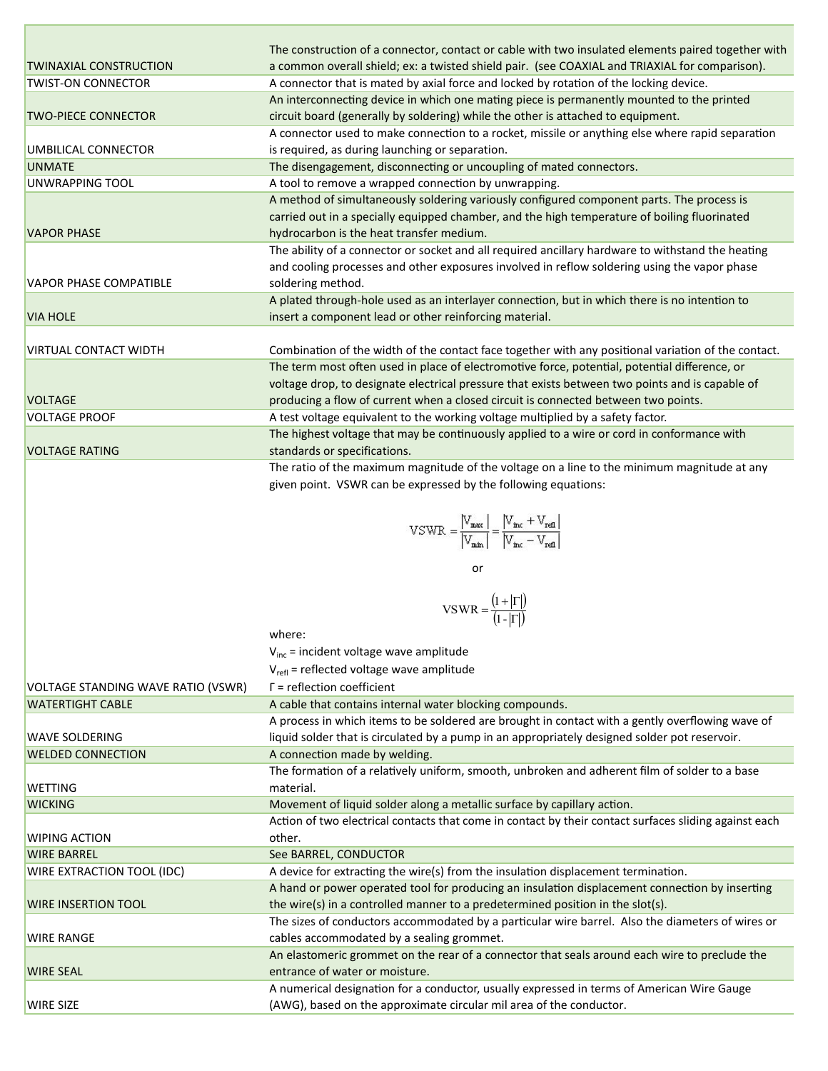| | |
|---|---|
| TWINAXIAL CONSTRUCTION | The construction of a connector, contact or cable with two insulated elements paired together with a common overall shield; ex: a twisted shield pair. (see COAXIAL and TRIAXIAL for comparison). |
| TWIST-ON CONNECTOR | A connector that is mated by axial force and locked by rotation of the locking device. |
| TWO-PIECE CONNECTOR | An interconnecting device in which one mating piece is permanently mounted to the printed circuit board (generally by soldering) while the other is attached to equipment. |
| UMBILICAL CONNECTOR | A connector used to make connection to a rocket, missile or anything else where rapid separation is required, as during launching or separation. |
| UNMATE | The disengagement, disconnecting or uncoupling of mated connectors. |
| UNWRAPPING TOOL | A tool to remove a wrapped connection by unwrapping. |
| VAPOR PHASE | A method of simultaneously soldering variously configured component parts. The process is carried out in a specially equipped chamber, and the high temperature of boiling fluorinated hydrocarbon is the heat transfer medium. |
| VAPOR PHASE COMPATIBLE | The ability of a connector or socket and all required ancillary hardware to withstand the heating and cooling processes and other exposures involved in reflow soldering using the vapor phase soldering method. |
| VIA HOLE | A plated through-hole used as an interlayer connection, but in which there is no intention to insert a component lead or other reinforcing material. |
| VIRTUAL CONTACT WIDTH | Combination of the width of the contact face together with any positional variation of the contact. |
| VOLTAGE | The term most often used in place of electromotive force, potential, potential difference, or voltage drop, to designate electrical pressure that exists between two points and is capable of producing a flow of current when a closed circuit is connected between two points. |
| VOLTAGE PROOF | A test voltage equivalent to the working voltage multiplied by a safety factor. |
| VOLTAGE RATING | The highest voltage that may be continuously applied to a wire or cord in conformance with standards or specifications. |
| VOLTAGE STANDING WAVE RATIO (VSWR) | The ratio of the maximum magnitude of the voltage on a line to the minimum magnitude at any given point. VSWR can be expressed by the following equations: $$\mathrm{VSWR} = \frac{\lvert V_{max} \rvert}{\lvert V_{min} \rvert} = \frac{\lvert V_{inc} + V_{refl} \rvert}{\lvert V_{inc} - V_{refl} \rvert}$$ or $$\mathrm{VSWR} = \frac{(1 + \lvert \Gamma \rvert)}{(1 - \lvert \Gamma \rvert)}$$ where: $V_{inc}$ = incident voltage wave amplitude; $V_{refl}$ = reflected voltage wave amplitude; $\Gamma$ = reflection coefficient |
| WATERTIGHT CABLE | A cable that contains internal water blocking compounds. |
| WAVE SOLDERING | A process in which items to be soldered are brought in contact with a gently overflowing wave of liquid solder that is circulated by a pump in an appropriately designed solder pot reservoir. |
| WELDED CONNECTION | A connection made by welding. |
| WETTING | The formation of a relatively uniform, smooth, unbroken and adherent film of solder to a base material. |
| WICKING | Movement of liquid solder along a metallic surface by capillary action. |
| WIPING ACTION | Action of two electrical contacts that come in contact by their contact surfaces sliding against each other. |
| WIRE BARREL | See BARREL, CONDUCTOR |
| WIRE EXTRACTION TOOL (IDC) | A device for extracting the wire(s) from the insulation displacement termination. |
| WIRE INSERTION TOOL | A hand or power operated tool for producing an insulation displacement connection by inserting the wire(s) in a controlled manner to a predetermined position in the slot(s). |
| WIRE RANGE | The sizes of conductors accommodated by a particular wire barrel. Also the diameters of wires or cables accommodated by a sealing grommet. |
| WIRE SEAL | An elastomeric grommet on the rear of a connector that seals around each wire to preclude the entrance of water or moisture. |
| WIRE SIZE | A numerical designation for a conductor, usually expressed in terms of American Wire Gauge (AWG), based on the approximate circular mil area of the conductor. |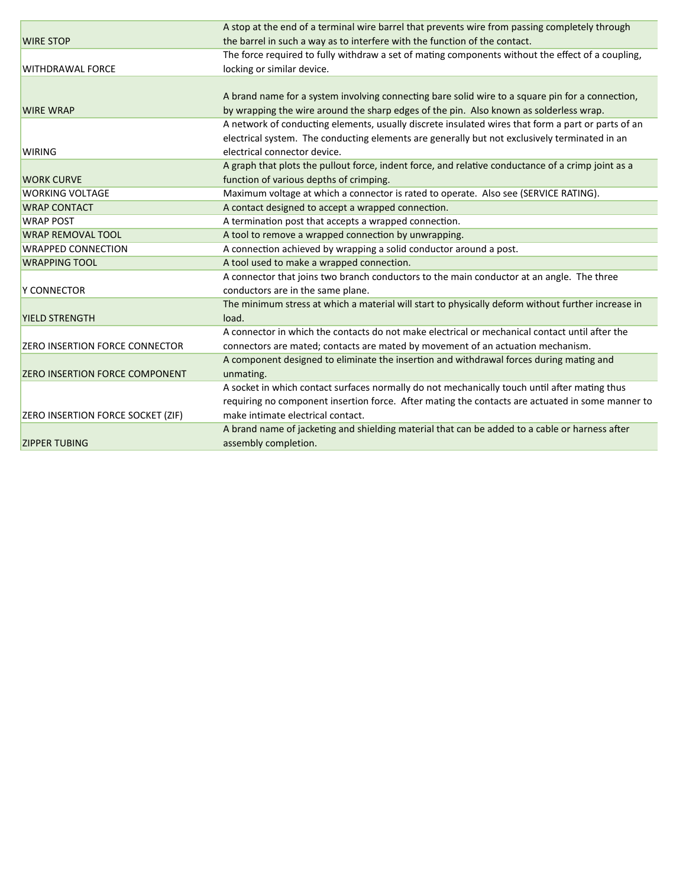| | |
|---|---|
| WIRE STOP | A stop at the end of a terminal wire barrel that prevents wire from passing completely through the barrel in such a way as to interfere with the function of the contact. |
| WITHDRAWAL FORCE | The force required to fully withdraw a set of mating components without the effect of a coupling, locking or similar device. |
| WIRE WRAP | A brand name for a system involving connecting bare solid wire to a square pin for a connection, by wrapping the wire around the sharp edges of the pin.  Also known as solderless wrap. |
| WIRING | A network of conducting elements, usually discrete insulated wires that form a part or parts of an electrical system.  The conducting elements are generally but not exclusively terminated in an electrical connector device. |
| WORK CURVE | A graph that plots the pullout force, indent force, and relative conductance of a crimp joint as a function of various depths of crimping. |
| WORKING VOLTAGE | Maximum voltage at which a connector is rated to operate.  Also see (SERVICE RATING). |
| WRAP CONTACT | A contact designed to accept a wrapped connection. |
| WRAP POST | A termination post that accepts a wrapped connection. |
| WRAP REMOVAL TOOL | A tool to remove a wrapped connection by unwrapping. |
| WRAPPED CONNECTION | A connection achieved by wrapping a solid conductor around a post. |
| WRAPPING TOOL | A tool used to make a wrapped connection. |
| Y CONNECTOR | A connector that joins two branch conductors to the main conductor at an angle.  The three conductors are in the same plane. |
| YIELD STRENGTH | The minimum stress at which a material will start to physically deform without further increase in load. |
| ZERO INSERTION FORCE CONNECTOR | A connector in which the contacts do not make electrical or mechanical contact until after the connectors are mated; contacts are mated by movement of an actuation mechanism. |
| ZERO INSERTION FORCE COMPONENT | A component designed to eliminate the insertion and withdrawal forces during mating and unmating. |
| ZERO INSERTION FORCE SOCKET (ZIF) | A socket in which contact surfaces normally do not mechanically touch until after mating thus requiring no component insertion force.  After mating the contacts are actuated in some manner to make intimate electrical contact. |
| ZIPPER TUBING | A brand name of jacketing and shielding material that can be added to a cable or harness after assembly completion. |